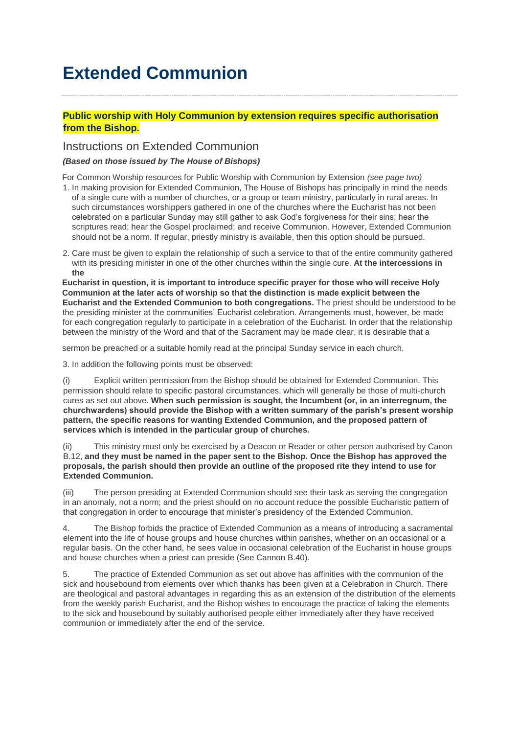# Extended Communion

**Public worship with Holy Communion by extension requires specific authorisation from the Bishop.**

## Instructions on Extended Communion

***(Based on those issued by The House of Bishops)***

For Common Worship resources for Public Worship with Communion by Extension *(see page two)*

1. In making provision for Extended Communion, The House of Bishops has principally in mind the needs of a single cure with a number of churches, or a group or team ministry, particularly in rural areas. In such circumstances worshippers gathered in one of the churches where the Eucharist has not been celebrated on a particular Sunday may still gather to ask God's forgiveness for their sins; hear the scriptures read; hear the Gospel proclaimed; and receive Communion. However, Extended Communion should not be a norm. If regular, priestly ministry is available, then this option should be pursued.

2. Care must be given to explain the relationship of such a service to that of the entire community gathered with its presiding minister in one of the other churches within the single cure. **At the intercessions in the Eucharist in question, it is important to introduce specific prayer for those who will receive Holy Communion at the later acts of worship so that the distinction is made explicit between the Eucharist and the Extended Communion to both congregations.** The priest should be understood to be the presiding minister at the communities' Eucharist celebration. Arrangements must, however, be made for each congregation regularly to participate in a celebration of the Eucharist. In order that the relationship between the ministry of the Word and that of the Sacrament may be made clear, it is desirable that a sermon be preached or a suitable homily read at the principal Sunday service in each church.

3. In addition the following points must be observed:

(i) Explicit written permission from the Bishop should be obtained for Extended Communion. This permission should relate to specific pastoral circumstances, which will generally be those of multi-church cures as set out above. **When such permission is sought, the Incumbent (or, in an interregnum, the churchwardens) should provide the Bishop with a written summary of the parish's present worship pattern, the specific reasons for wanting Extended Communion, and the proposed pattern of services which is intended in the particular group of churches.**

(ii) This ministry must only be exercised by a Deacon or Reader or other person authorised by Canon B.12, **and they must be named in the paper sent to the Bishop. Once the Bishop has approved the proposals, the parish should then provide an outline of the proposed rite they intend to use for Extended Communion.**

(iii) The person presiding at Extended Communion should see their task as serving the congregation in an anomaly, not a norm; and the priest should on no account reduce the possible Eucharistic pattern of that congregation in order to encourage that minister's presidency of the Extended Communion.

4. The Bishop forbids the practice of Extended Communion as a means of introducing a sacramental element into the life of house groups and house churches within parishes, whether on an occasional or a regular basis. On the other hand, he sees value in occasional celebration of the Eucharist in house groups and house churches when a priest can preside (See Cannon B.40).

5. The practice of Extended Communion as set out above has affinities with the communion of the sick and housebound from elements over which thanks has been given at a Celebration in Church. There are theological and pastoral advantages in regarding this as an extension of the distribution of the elements from the weekly parish Eucharist, and the Bishop wishes to encourage the practice of taking the elements to the sick and housebound by suitably authorised people either immediately after they have received communion or immediately after the end of the service.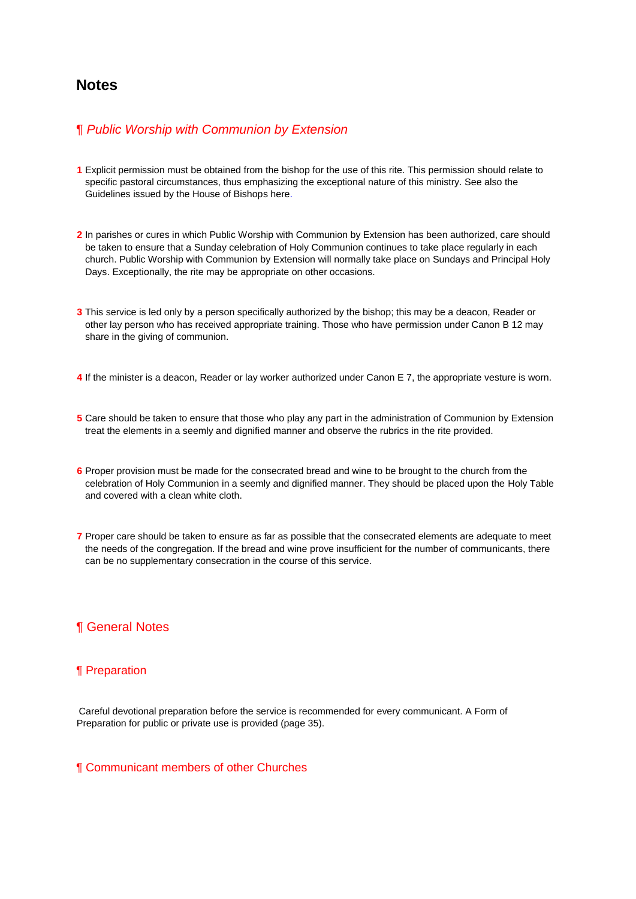# Notes

## ¶ *Public Worship with Communion by Extension*

**1** Explicit permission must be obtained from the bishop for the use of this rite. This permission should relate to specific pastoral circumstances, thus emphasizing the exceptional nature of this ministry. See also the Guidelines issued by the House of Bishops here.

**2** In parishes or cures in which Public Worship with Communion by Extension has been authorized, care should be taken to ensure that a Sunday celebration of Holy Communion continues to take place regularly in each church. Public Worship with Communion by Extension will normally take place on Sundays and Principal Holy Days. Exceptionally, the rite may be appropriate on other occasions.

**3** This service is led only by a person specifically authorized by the bishop; this may be a deacon, Reader or other lay person who has received appropriate training. Those who have permission under Canon B 12 may share in the giving of communion.

**4** If the minister is a deacon, Reader or lay worker authorized under Canon E 7, the appropriate vesture is worn.

**5** Care should be taken to ensure that those who play any part in the administration of Communion by Extension treat the elements in a seemly and dignified manner and observe the rubrics in the rite provided.

**6** Proper provision must be made for the consecrated bread and wine to be brought to the church from the celebration of Holy Communion in a seemly and dignified manner. They should be placed upon the Holy Table and covered with a clean white cloth.

**7** Proper care should be taken to ensure as far as possible that the consecrated elements are adequate to meet the needs of the congregation. If the bread and wine prove insufficient for the number of communicants, there can be no supplementary consecration in the course of this service.

## ¶ General Notes

### ¶ Preparation

Careful devotional preparation before the service is recommended for every communicant. A Form of Preparation for public or private use is provided (page 35).

### ¶ Communicant members of other Churches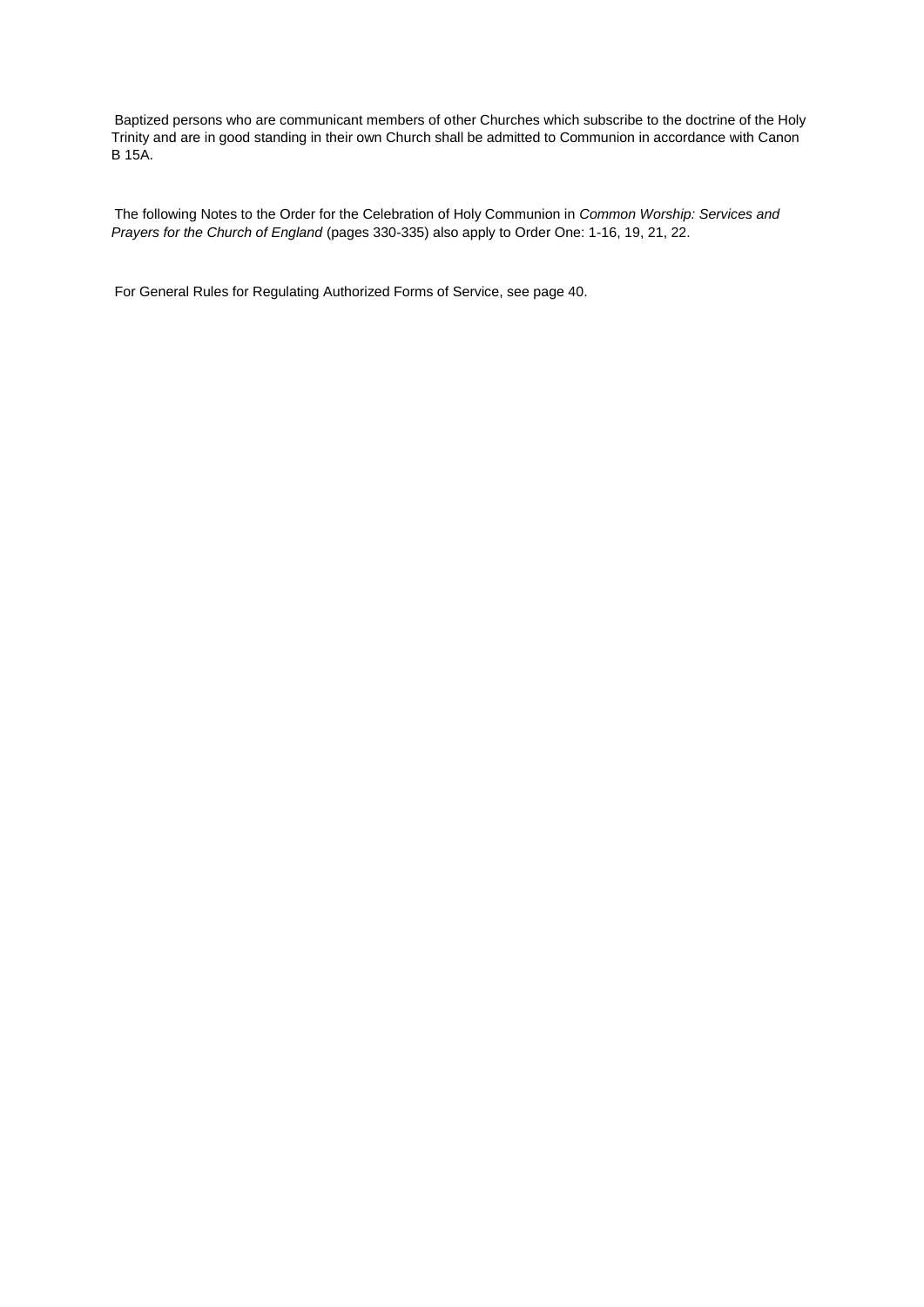Baptized persons who are communicant members of other Churches which subscribe to the doctrine of the Holy Trinity and are in good standing in their own Church shall be admitted to Communion in accordance with Canon B 15A.

The following Notes to the Order for the Celebration of Holy Communion in *Common Worship: Services and Prayers for the Church of England* (pages 330-335) also apply to Order One: 1-16, 19, 21, 22.

For General Rules for Regulating Authorized Forms of Service, see page 40.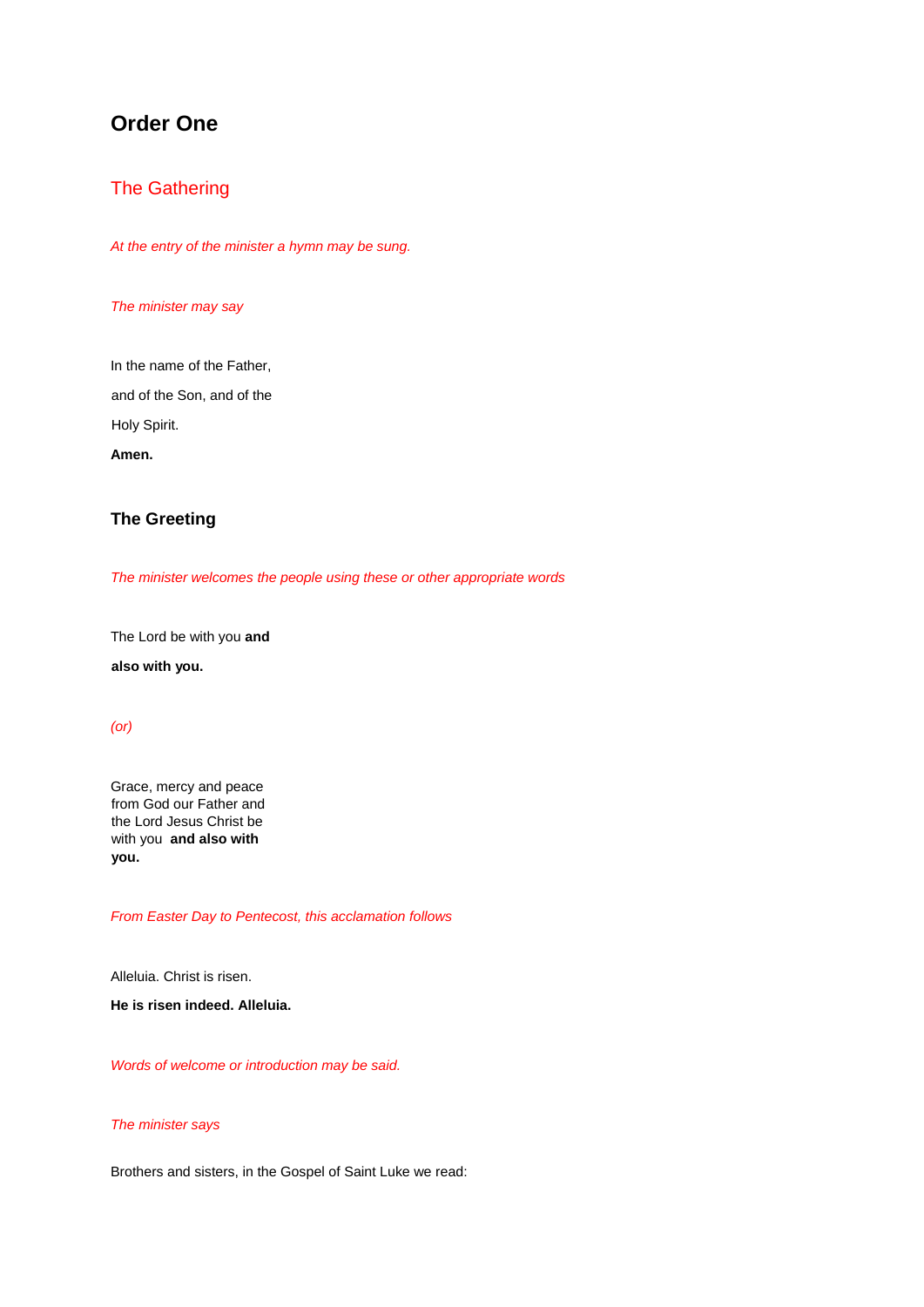# Order One

## The Gathering

*At the entry of the minister a hymn may be sung.*

*The minister may say*

In the name of the Father,
and of the Son, and of the
Holy Spirit.
**Amen.**

### The Greeting

*The minister welcomes the people using these or other appropriate words*

The Lord be with you **and also with you.**

*(or)*

Grace, mercy and peace from God our Father and the Lord Jesus Christ be with you **and also with you.**

*From Easter Day to Pentecost, this acclamation follows*

Alleluia. Christ is risen.

**He is risen indeed. Alleluia.**

*Words of welcome or introduction may be said.*

*The minister says*

Brothers and sisters, in the Gospel of Saint Luke we read: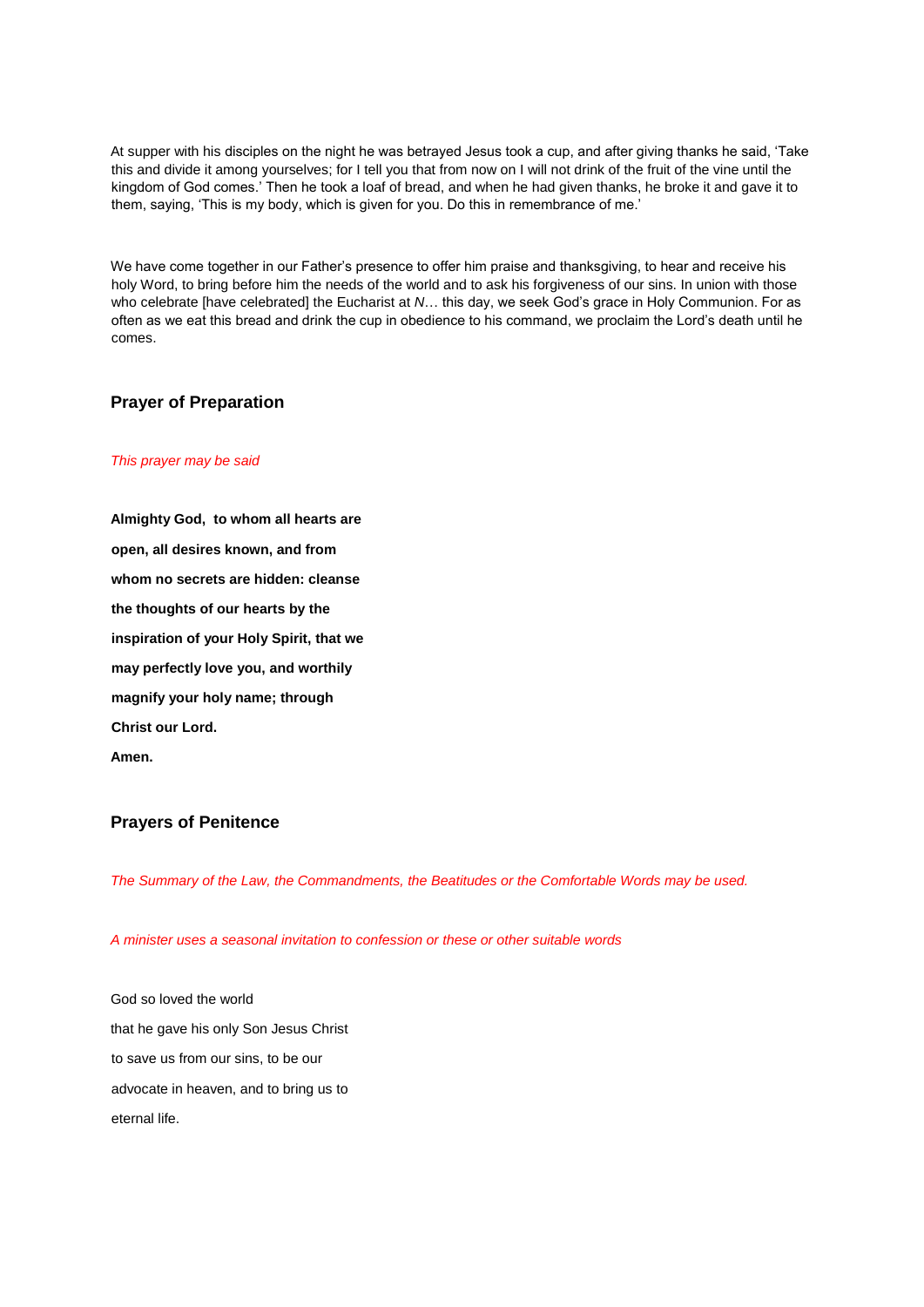At supper with his disciples on the night he was betrayed Jesus took a cup, and after giving thanks he said, 'Take this and divide it among yourselves; for I tell you that from now on I will not drink of the fruit of the vine until the kingdom of God comes.' Then he took a loaf of bread, and when he had given thanks, he broke it and gave it to them, saying, 'This is my body, which is given for you. Do this in remembrance of me.'

We have come together in our Father's presence to offer him praise and thanksgiving, to hear and receive his holy Word, to bring before him the needs of the world and to ask his forgiveness of our sins. In union with those who celebrate [have celebrated] the Eucharist at *N*… this day, we seek God's grace in Holy Communion. For as often as we eat this bread and drink the cup in obedience to his command, we proclaim the Lord's death until he comes.

### Prayer of Preparation

*This prayer may be said*

**Almighty God, to whom all hearts are**
**open, all desires known, and from**
**whom no secrets are hidden: cleanse**
**the thoughts of our hearts by the**
**inspiration of your Holy Spirit, that we**
**may perfectly love you, and worthily**
**magnify your holy name; through**
**Christ our Lord.**
**Amen.**

### Prayers of Penitence

*The Summary of the Law, the Commandments, the Beatitudes or the Comfortable Words may be used.*

*A minister uses a seasonal invitation to confession or these or other suitable words*

God so loved the world
that he gave his only Son Jesus Christ
to save us from our sins, to be our
advocate in heaven, and to bring us to
eternal life.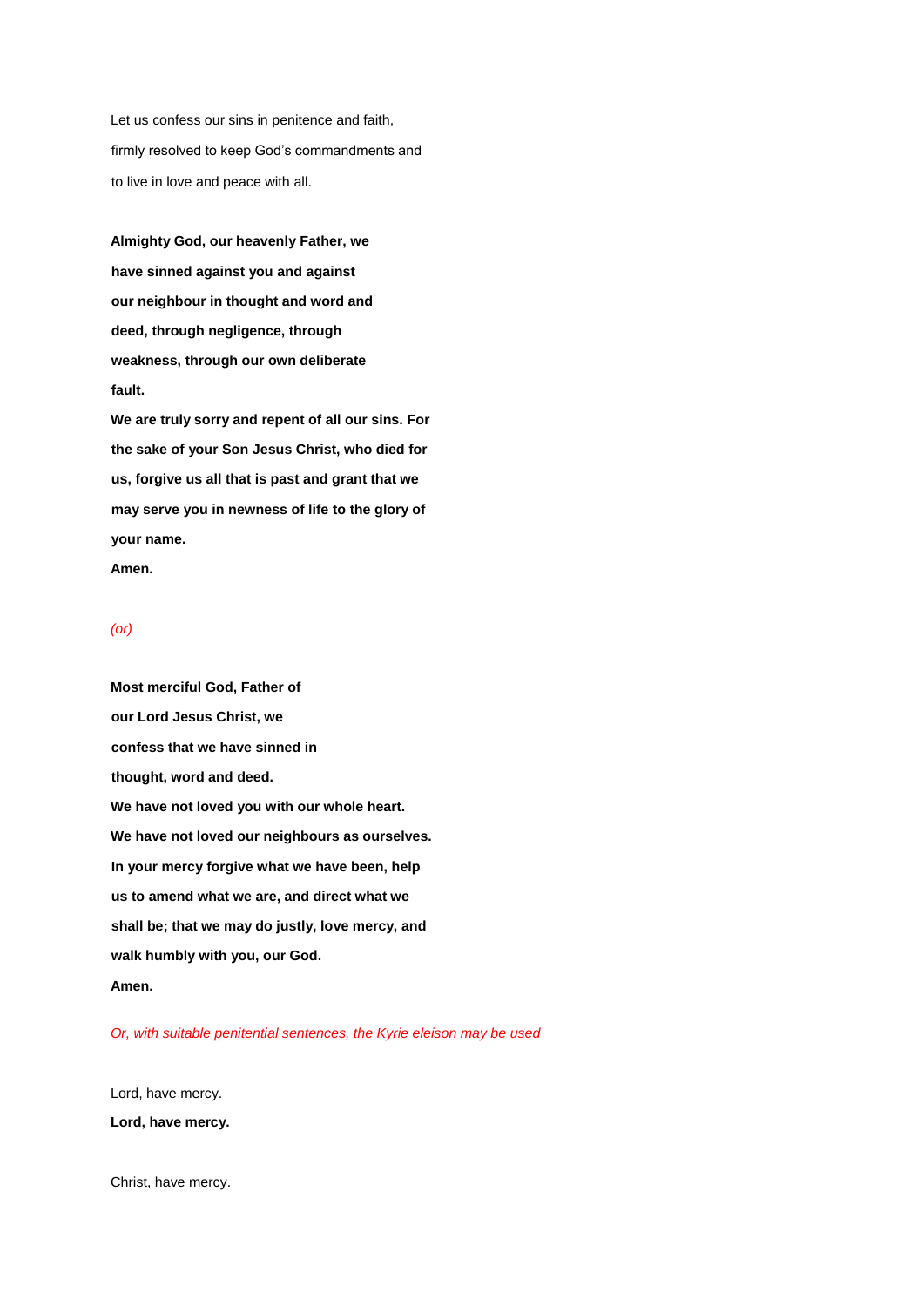Let us confess our sins in penitence and faith,
firmly resolved to keep God's commandments and
to live in love and peace with all.

**Almighty God, our heavenly Father, we have sinned against you and against our neighbour in thought and word and deed, through negligence, through weakness, through our own deliberate fault.**
**We are truly sorry and repent of all our sins. For the sake of your Son Jesus Christ, who died for us, forgive us all that is past and grant that we may serve you in newness of life to the glory of your name.**
**Amen.**

*(or)*

**Most merciful God, Father of our Lord Jesus Christ, we confess that we have sinned in thought, word and deed.**
**We have not loved you with our whole heart.**
**We have not loved our neighbours as ourselves.**
**In your mercy forgive what we have been, help us to amend what we are, and direct what we shall be; that we may do justly, love mercy, and walk humbly with you, our God.**
**Amen.**

*Or, with suitable penitential sentences, the Kyrie eleison may be used*

Lord, have mercy.
**Lord, have mercy.**

Christ, have mercy.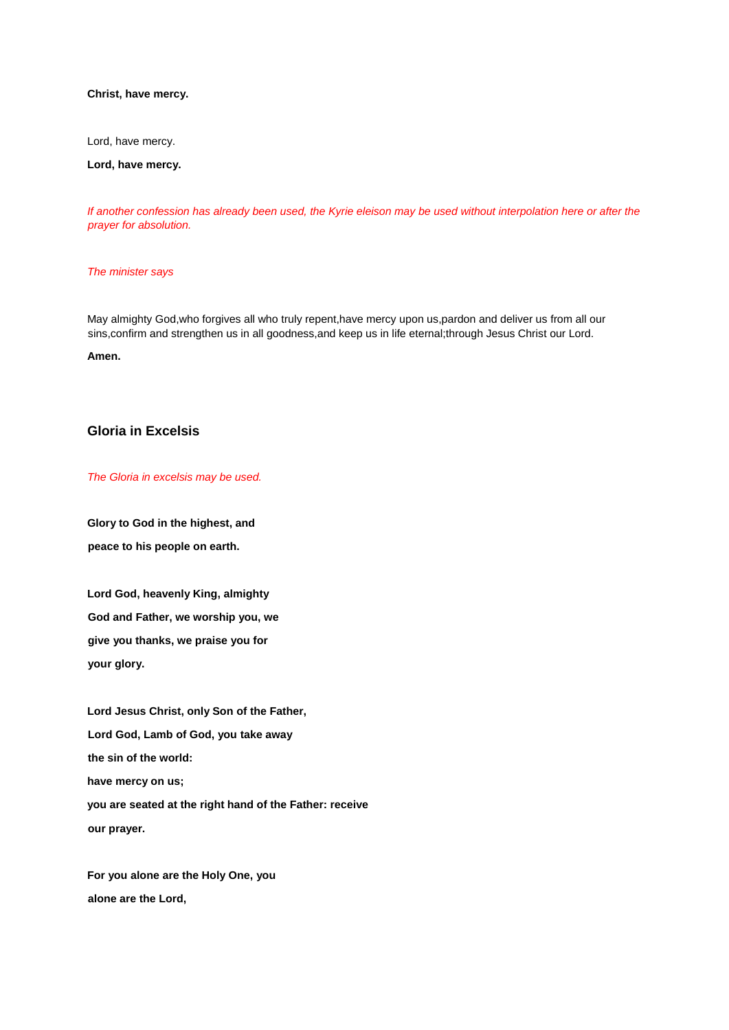**Christ, have mercy.**

Lord, have mercy.

**Lord, have mercy.**

*If another confession has already been used, the Kyrie eleison may be used without interpolation here or after the prayer for absolution.*

*The minister says*

May almighty God,who forgives all who truly repent,have mercy upon us,pardon and deliver us from all our sins,confirm and strengthen us in all goodness,and keep us in life eternal;through Jesus Christ our Lord.

**Amen.**

## Gloria in Excelsis

*The Gloria in excelsis may be used.*

**Glory to God in the highest, and**

**peace to his people on earth.**

**Lord God, heavenly King, almighty**

**God and Father, we worship you, we**

**give you thanks, we praise you for**

**your glory.**

**Lord Jesus Christ, only Son of the Father,**

**Lord God, Lamb of God, you take away**

**the sin of the world:**

**have mercy on us;**

**you are seated at the right hand of the Father: receive**

**our prayer.**

**For you alone are the Holy One, you**

**alone are the Lord,**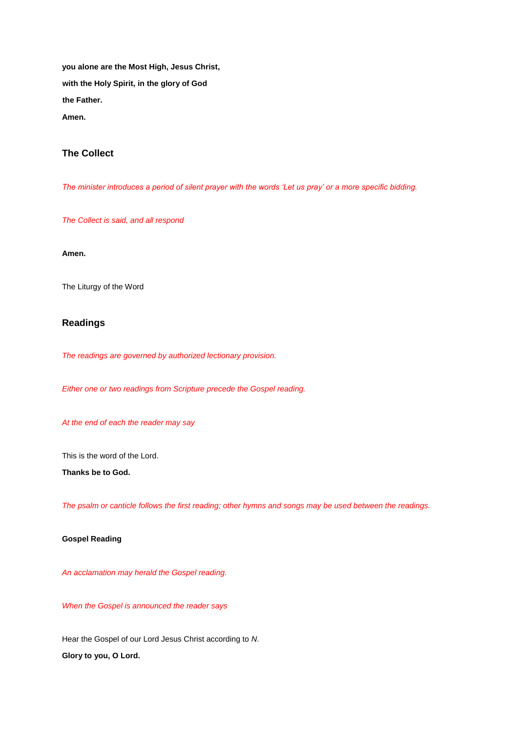**you alone are the Most High, Jesus Christ,**

**with the Holy Spirit, in the glory of God**

**the Father.**

**Amen.**

## The Collect

*The minister introduces a period of silent prayer with the words 'Let us pray' or a more specific bidding.*

*The Collect is said, and all respond*

**Amen.**

The Liturgy of the Word

## Readings

*The readings are governed by authorized lectionary provision.*

*Either one or two readings from Scripture precede the Gospel reading.*

*At the end of each the reader may say*

This is the word of the Lord.

**Thanks be to God.**

*The psalm or canticle follows the first reading; other hymns and songs may be used between the readings.*

**Gospel Reading**

*An acclamation may herald the Gospel reading.*

*When the Gospel is announced the reader says*

Hear the Gospel of our Lord Jesus Christ according to *N*.

**Glory to you, O Lord.**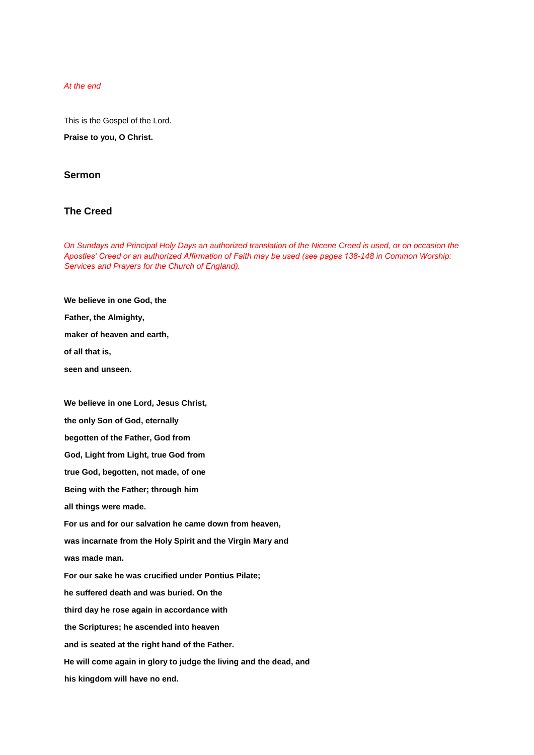*At the end*

This is the Gospel of the Lord.

**Praise to you, O Christ.**

### Sermon

### The Creed

*On Sundays and Principal Holy Days an authorized translation of the Nicene Creed is used, or on occasion the Apostles' Creed or an authorized Affirmation of Faith may be used (see pages 138-148 in Common Worship: Services and Prayers for the Church of England).*

**We believe in one God, the**

**Father, the Almighty,**

**maker of heaven and earth,**

**of all that is,**

**seen and unseen.**

**We believe in one Lord, Jesus Christ,**

**the only Son of God, eternally**

**begotten of the Father, God from**

**God, Light from Light, true God from**

**true God, begotten, not made, of one**

**Being with the Father; through him**

**all things were made.**

**For us and for our salvation he came down from heaven,**

**was incarnate from the Holy Spirit and the Virgin Mary and**

**was made man.**

**For our sake he was crucified under Pontius Pilate;**

**he suffered death and was buried. On the**

**third day he rose again in accordance with**

**the Scriptures; he ascended into heaven**

**and is seated at the right hand of the Father.**

**He will come again in glory to judge the living and the dead, and**

**his kingdom will have no end.**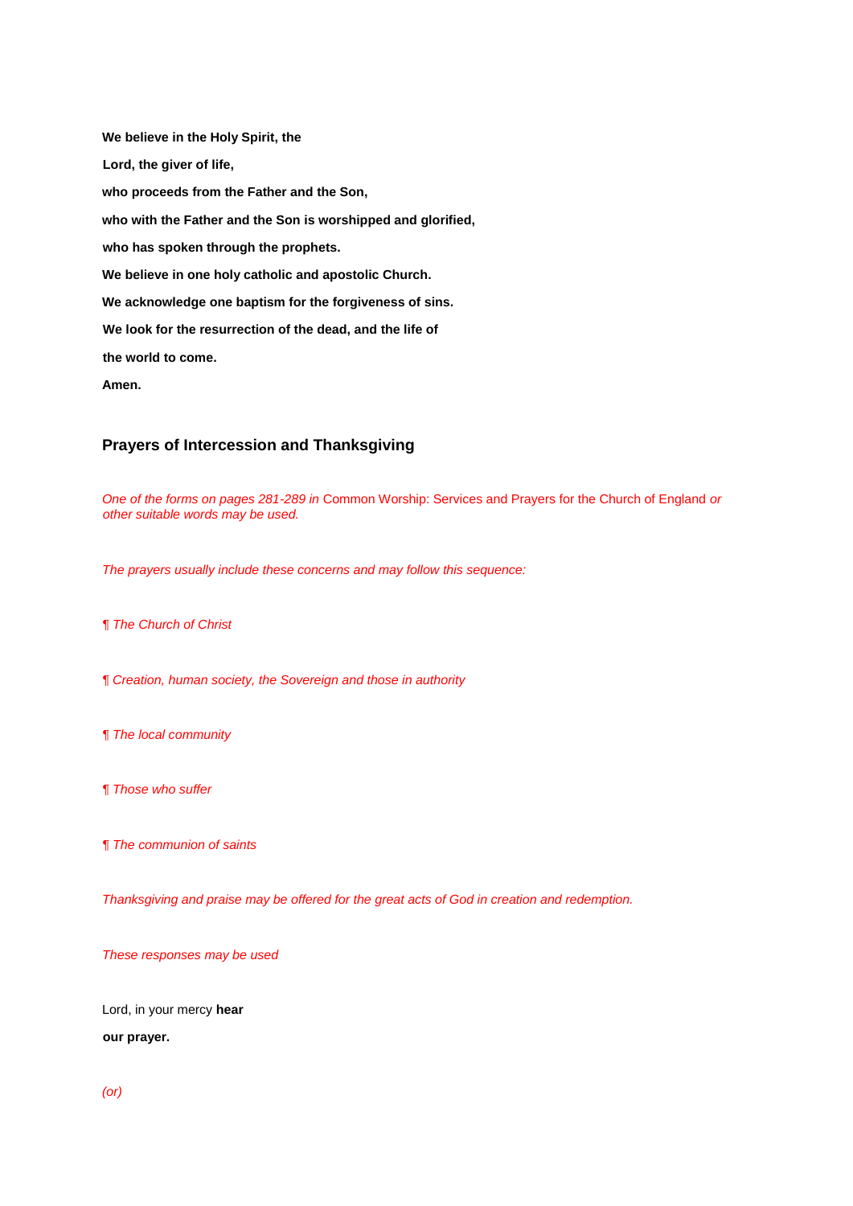**We believe in the Holy Spirit, the**

**Lord, the giver of life,**

**who proceeds from the Father and the Son,**

**who with the Father and the Son is worshipped and glorified,**

**who has spoken through the prophets.**

**We believe in one holy catholic and apostolic Church.**

**We acknowledge one baptism for the forgiveness of sins.**

**We look for the resurrection of the dead, and the life of**

**the world to come.**

**Amen.**

## Prayers of Intercession and Thanksgiving

*One of the forms on pages 281-289 in* Common Worship: Services and Prayers for the Church of England *or other suitable words may be used.*

*The prayers usually include these concerns and may follow this sequence:*

*¶ The Church of Christ*

*¶ Creation, human society, the Sovereign and those in authority*

*¶ The local community*

*¶ Those who suffer*

*¶ The communion of saints*

*Thanksgiving and praise may be offered for the great acts of God in creation and redemption.*

*These responses may be used*

Lord, in your mercy **hear**

**our prayer.**

*(or)*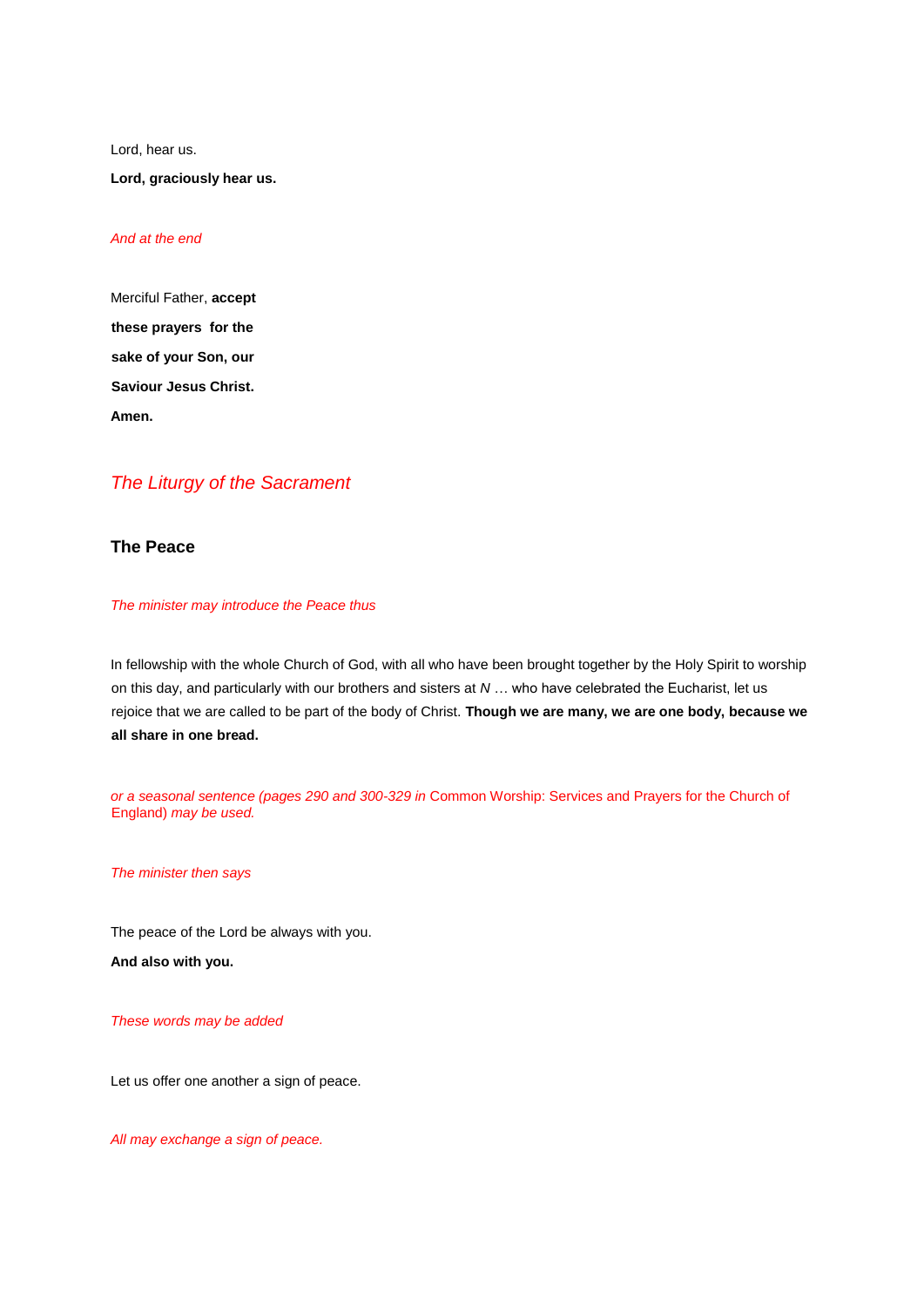Lord, hear us.

**Lord, graciously hear us.**

*And at the end*

Merciful Father, **accept these prayers for the sake of your Son, our Saviour Jesus Christ. Amen.**

## *The Liturgy of the Sacrament*

### The Peace

*The minister may introduce the Peace thus*

In fellowship with the whole Church of God, with all who have been brought together by the Holy Spirit to worship on this day, and particularly with our brothers and sisters at *N* … who have celebrated the Eucharist, let us rejoice that we are called to be part of the body of Christ. **Though we are many, we are one body, because we all share in one bread.**

*or a seasonal sentence (pages 290 and 300-329 in* Common Worship: Services and Prayers for the Church of England) *may be used.*

*The minister then says*

The peace of the Lord be always with you.

**And also with you.**

*These words may be added*

Let us offer one another a sign of peace.

*All may exchange a sign of peace.*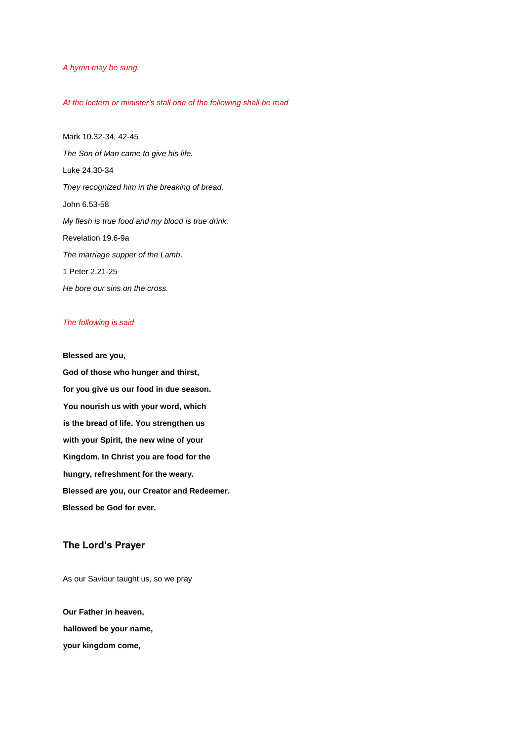*A hymn may be sung.*

*At the lectern or minister's stall one of the following shall be read*

Mark 10.32-34, 42-45

*The Son of Man came to give his life.*

Luke 24.30-34

*They recognized him in the breaking of bread.*

John 6.53-58

*My flesh is true food and my blood is true drink.*

Revelation 19.6-9a

*The marriage supper of the Lamb*.

1 Peter 2.21-25

*He bore our sins on the cross.*

*The following is said*

**Blessed are you,**

**God of those who hunger and thirst,**

**for you give us our food in due season.**

**You nourish us with your word, which**

**is the bread of life. You strengthen us**

**with your Spirit, the new wine of your**

**Kingdom. In Christ you are food for the**

**hungry, refreshment for the weary.**

**Blessed are you, our Creator and Redeemer.**

**Blessed be God for ever.**

## The Lord's Prayer

As our Saviour taught us, so we pray

**Our Father in heaven,**

**hallowed be your name,**

**your kingdom come,**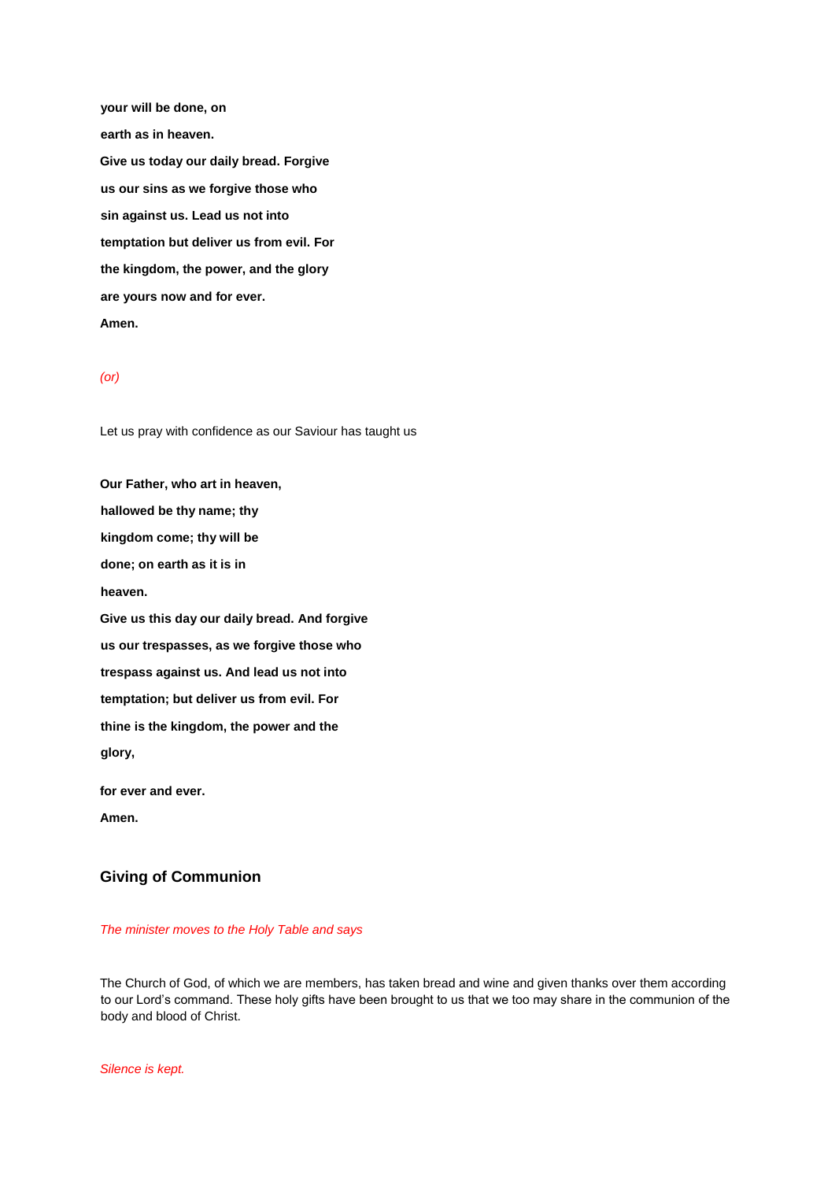**your will be done, on**

**earth as in heaven.**

**Give us today our daily bread. Forgive**

**us our sins as we forgive those who**

**sin against us. Lead us not into**

**temptation but deliver us from evil. For**

**the kingdom, the power, and the glory**

**are yours now and for ever.**

**Amen.**

*(or)*

Let us pray with confidence as our Saviour has taught us

**Our Father, who art in heaven,**

**hallowed be thy name; thy**

**kingdom come; thy will be**

**done; on earth as it is in**

**heaven.**

**Give us this day our daily bread. And forgive**

**us our trespasses, as we forgive those who**

**trespass against us. And lead us not into**

**temptation; but deliver us from evil. For**

**thine is the kingdom, the power and the**

**glory,**

**for ever and ever.**

**Amen.**

## Giving of Communion

*The minister moves to the Holy Table and says*

The Church of God, of which we are members, has taken bread and wine and given thanks over them according to our Lord's command. These holy gifts have been brought to us that we too may share in the communion of the body and blood of Christ.

*Silence is kept.*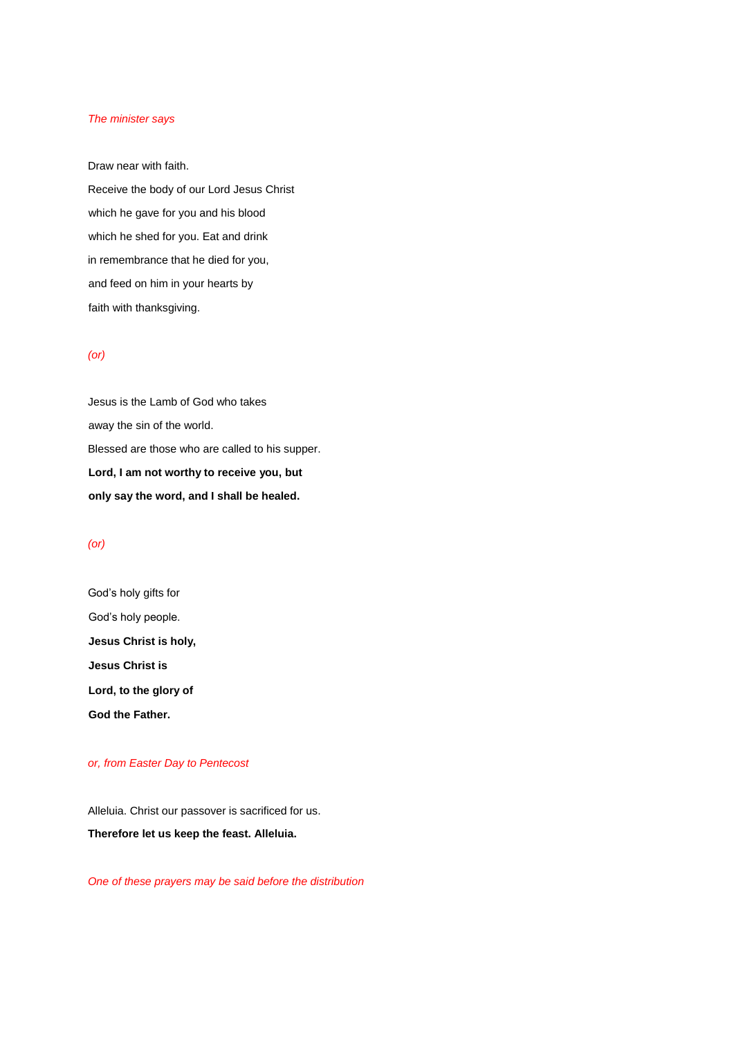*The minister says*

Draw near with faith.
Receive the body of our Lord Jesus Christ
which he gave for you and his blood
which he shed for you. Eat and drink
in remembrance that he died for you,
and feed on him in your hearts by
faith with thanksgiving.

*(or)*

Jesus is the Lamb of God who takes
away the sin of the world.
Blessed are those who are called to his supper.
**Lord, I am not worthy to receive you, but**
**only say the word, and I shall be healed.**

*(or)*

God's holy gifts for
God's holy people.
**Jesus Christ is holy,**
**Jesus Christ is**
**Lord, to the glory of**
**God the Father.**

*or, from Easter Day to Pentecost*

Alleluia. Christ our passover is sacrificed for us.
**Therefore let us keep the feast. Alleluia.**

*One of these prayers may be said before the distribution*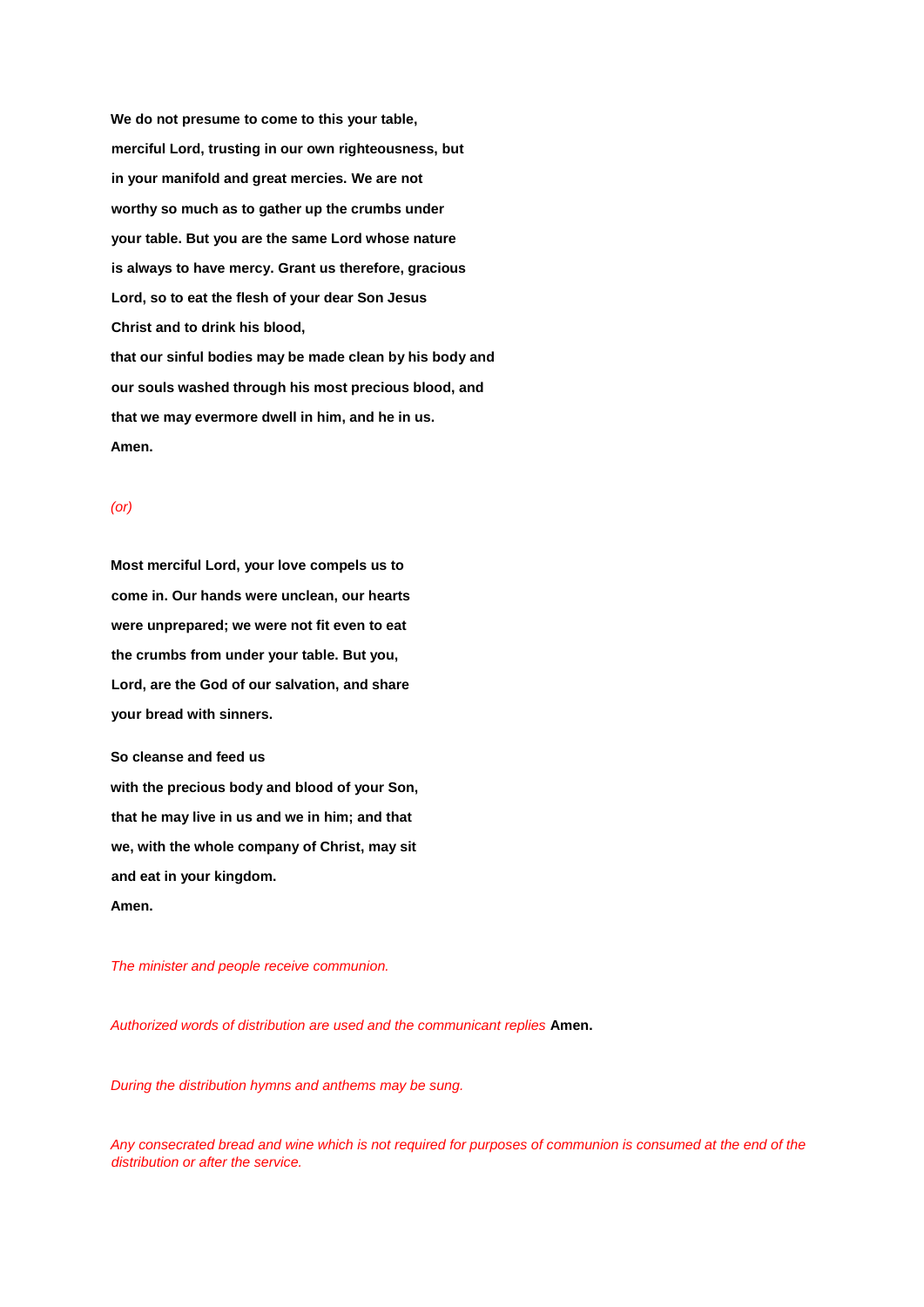**We do not presume to come to this your table,**
**merciful Lord, trusting in our own righteousness, but**
**in your manifold and great mercies. We are not**
**worthy so much as to gather up the crumbs under**
**your table. But you are the same Lord whose nature**
**is always to have mercy. Grant us therefore, gracious**
**Lord, so to eat the flesh of your dear Son Jesus**
**Christ and to drink his blood,**
**that our sinful bodies may be made clean by his body and**
**our souls washed through his most precious blood, and**
**that we may evermore dwell in him, and he in us.**
**Amen.**

*(or)*

**Most merciful Lord, your love compels us to**
**come in. Our hands were unclean, our hearts**
**were unprepared; we were not fit even to eat**
**the crumbs from under your table. But you,**
**Lord, are the God of our salvation, and share**
**your bread with sinners.**

**So cleanse and feed us**
**with the precious body and blood of your Son,**
**that he may live in us and we in him; and that**
**we, with the whole company of Christ, may sit**
**and eat in your kingdom.**
**Amen.**

*The minister and people receive communion.*

*Authorized words of distribution are used and the communicant replies* **Amen.**

*During the distribution hymns and anthems may be sung.*

*Any consecrated bread and wine which is not required for purposes of communion is consumed at the end of the distribution or after the service.*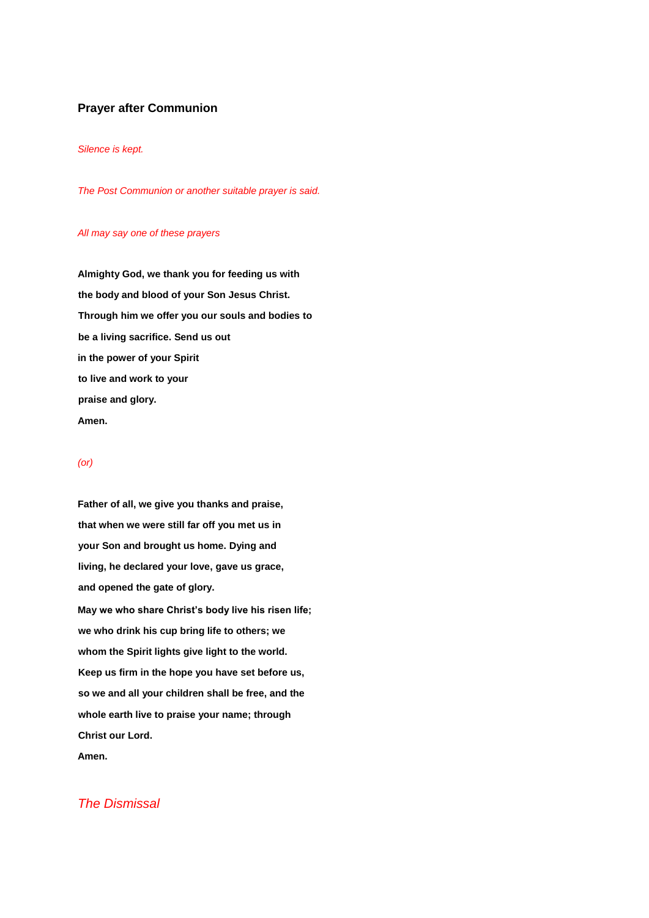## Prayer after Communion

*Silence is kept.*

*The Post Communion or another suitable prayer is said.*

*All may say one of these prayers*

**Almighty God, we thank you for feeding us with**
**the body and blood of your Son Jesus Christ.**
**Through him we offer you our souls and bodies to**
**be a living sacrifice. Send us out**
**in the power of your Spirit**
**to live and work to your**
**praise and glory.**
**Amen.**

*(or)*

**Father of all, we give you thanks and praise,**
**that when we were still far off you met us in**
**your Son and brought us home. Dying and**
**living, he declared your love, gave us grace,**
**and opened the gate of glory.**
**May we who share Christ's body live his risen life;**
**we who drink his cup bring life to others; we**
**whom the Spirit lights give light to the world.**
**Keep us firm in the hope you have set before us,**
**so we and all your children shall be free, and the**
**whole earth live to praise your name; through**
**Christ our Lord.**
**Amen.**

## *The Dismissal*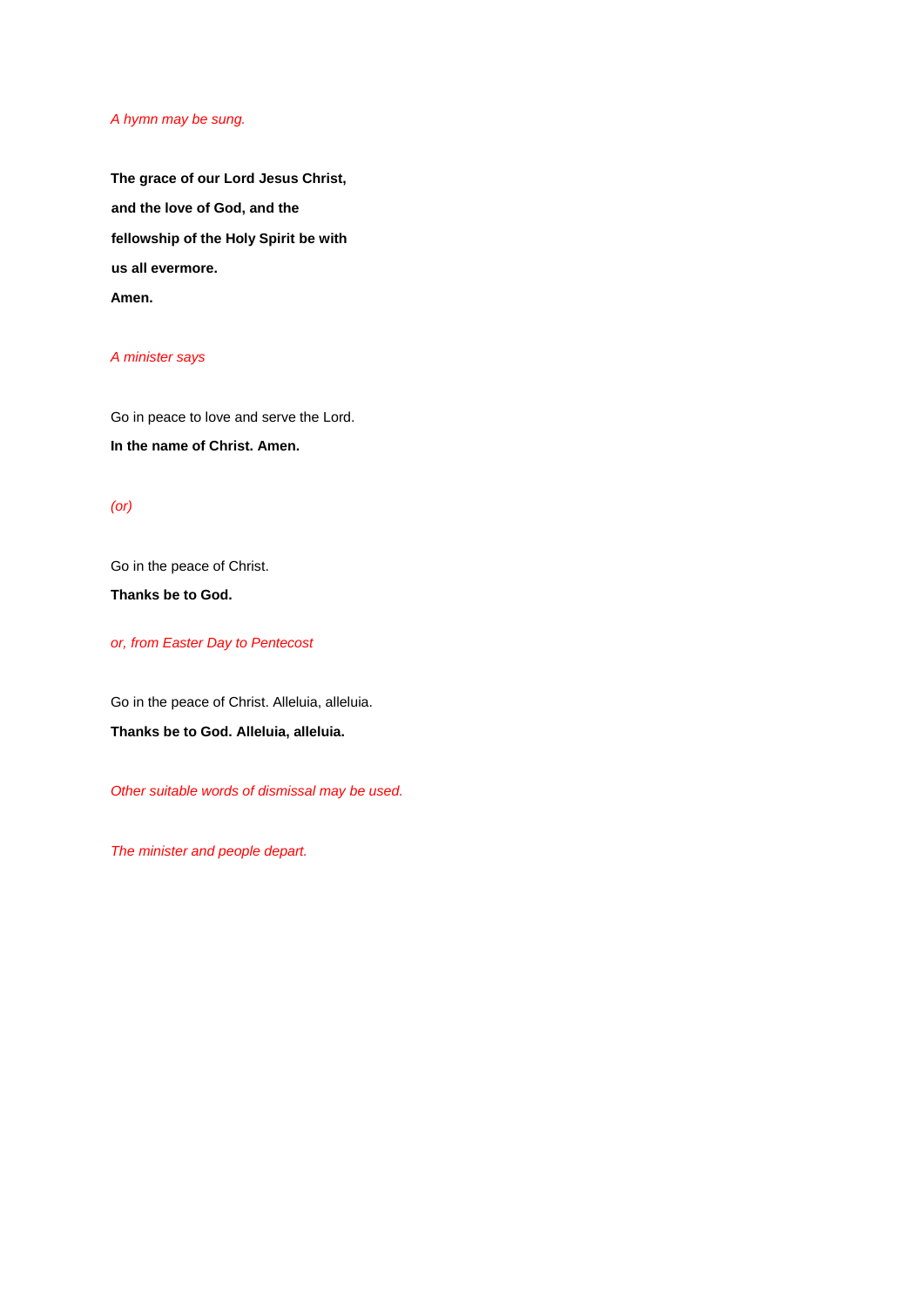*A hymn may be sung.*

**The grace of our Lord Jesus Christ,**

**and the love of God, and the**

**fellowship of the Holy Spirit be with**

**us all evermore.**

**Amen.**

*A minister says*

Go in peace to love and serve the Lord.

**In the name of Christ. Amen.**

*(or)*

Go in the peace of Christ.

**Thanks be to God.**

*or, from Easter Day to Pentecost*

Go in the peace of Christ. Alleluia, alleluia.

**Thanks be to God. Alleluia, alleluia.**

*Other suitable words of dismissal may be used.*

*The minister and people depart.*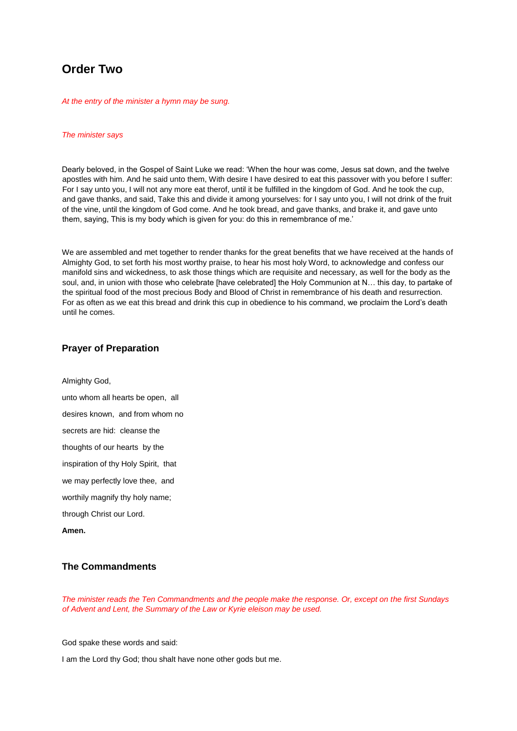# Order Two

*At the entry of the minister a hymn may be sung.*

*The minister says*

Dearly beloved, in the Gospel of Saint Luke we read: 'When the hour was come, Jesus sat down, and the twelve apostles with him. And he said unto them, With desire I have desired to eat this passover with you before I suffer: For I say unto you, I will not any more eat therof, until it be fulfilled in the kingdom of God. And he took the cup, and gave thanks, and said, Take this and divide it among yourselves: for I say unto you, I will not drink of the fruit of the vine, until the kingdom of God come. And he took bread, and gave thanks, and brake it, and gave unto them, saying, This is my body which is given for you: do this in remembrance of me.'

We are assembled and met together to render thanks for the great benefits that we have received at the hands of Almighty God, to set forth his most worthy praise, to hear his most holy Word, to acknowledge and confess our manifold sins and wickedness, to ask those things which are requisite and necessary, as well for the body as the soul, and, in union with those who celebrate [have celebrated] the Holy Communion at N… this day, to partake of the spiritual food of the most precious Body and Blood of Christ in remembrance of his death and resurrection. For as often as we eat this bread and drink this cup in obedience to his command, we proclaim the Lord's death until he comes.

## Prayer of Preparation

Almighty God,
unto whom all hearts be open, all
desires known, and from whom no
secrets are hid: cleanse the
thoughts of our hearts by the
inspiration of thy Holy Spirit, that
we may perfectly love thee, and
worthily magnify thy holy name;
through Christ our Lord.
**Amen.**

## The Commandments

*The minister reads the Ten Commandments and the people make the response. Or, except on the first Sundays of Advent and Lent, the Summary of the Law or Kyrie eleison may be used.*

God spake these words and said:

I am the Lord thy God; thou shalt have none other gods but me.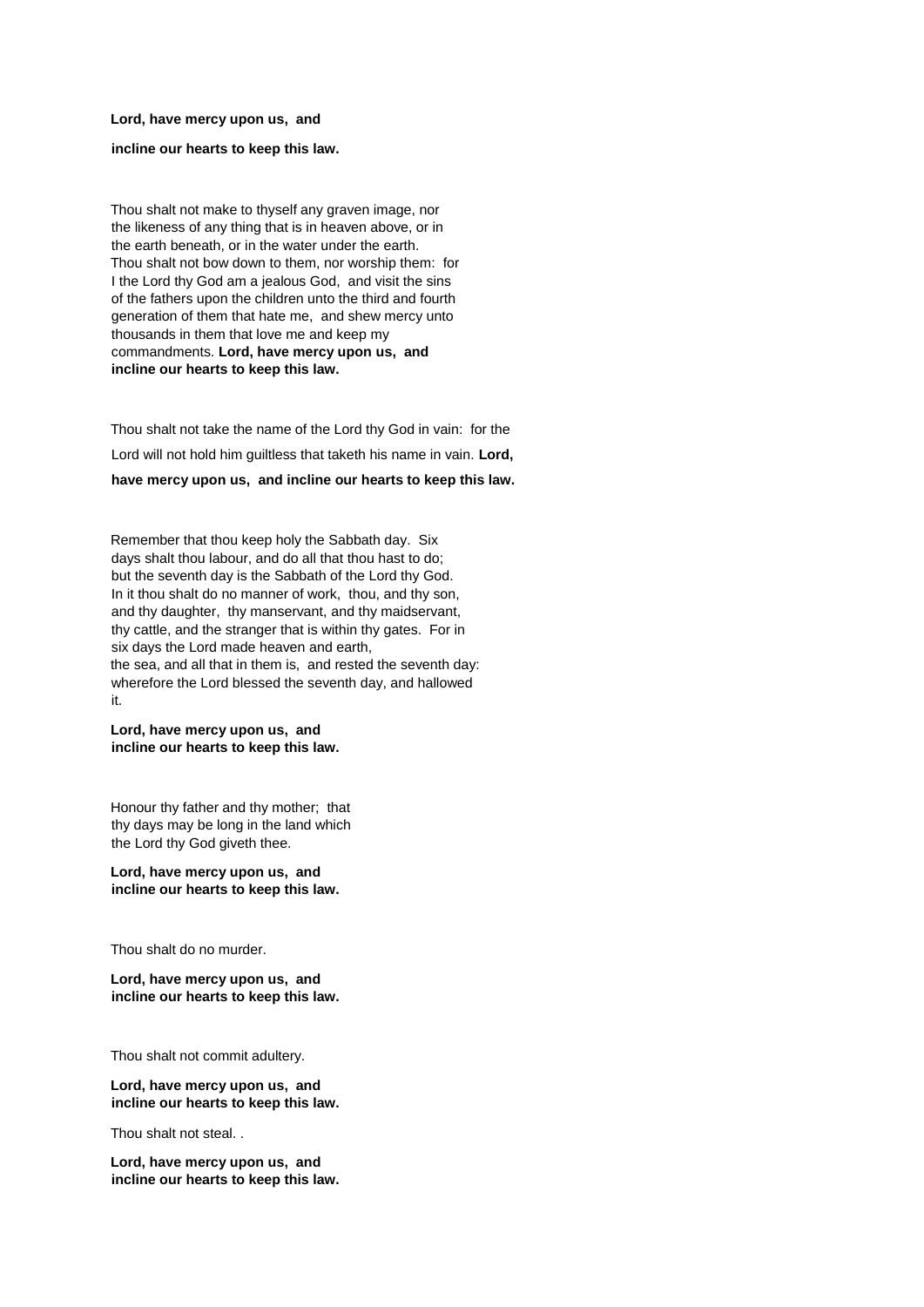**Lord, have mercy upon us, and**

**incline our hearts to keep this law.**

Thou shalt not make to thyself any graven image, nor the likeness of any thing that is in heaven above, or in the earth beneath, or in the water under the earth. Thou shalt not bow down to them, nor worship them: for I the Lord thy God am a jealous God, and visit the sins of the fathers upon the children unto the third and fourth generation of them that hate me, and shew mercy unto thousands in them that love me and keep my commandments. **Lord, have mercy upon us, and incline our hearts to keep this law.**

Thou shalt not take the name of the Lord thy God in vain: for the Lord will not hold him guiltless that taketh his name in vain. **Lord, have mercy upon us, and incline our hearts to keep this law.**

Remember that thou keep holy the Sabbath day. Six days shalt thou labour, and do all that thou hast to do; but the seventh day is the Sabbath of the Lord thy God. In it thou shalt do no manner of work, thou, and thy son, and thy daughter, thy manservant, and thy maidservant, thy cattle, and the stranger that is within thy gates. For in six days the Lord made heaven and earth, the sea, and all that in them is, and rested the seventh day: wherefore the Lord blessed the seventh day, and hallowed it.

**Lord, have mercy upon us, and incline our hearts to keep this law.**

Honour thy father and thy mother; that thy days may be long in the land which the Lord thy God giveth thee.

**Lord, have mercy upon us, and incline our hearts to keep this law.**

Thou shalt do no murder.

**Lord, have mercy upon us, and incline our hearts to keep this law.**

Thou shalt not commit adultery.

**Lord, have mercy upon us, and incline our hearts to keep this law.**

Thou shalt not steal. .

**Lord, have mercy upon us, and incline our hearts to keep this law.**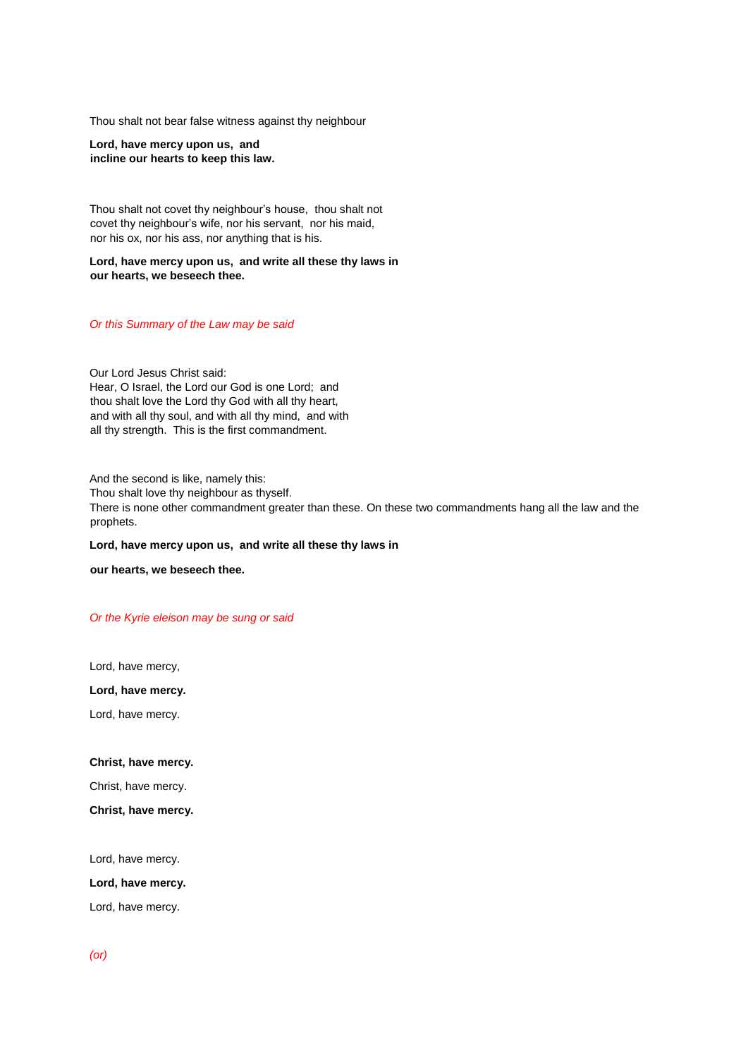Thou shalt not bear false witness against thy neighbour

**Lord, have mercy upon us, and**
**incline our hearts to keep this law.**

Thou shalt not covet thy neighbour's house, thou shalt not covet thy neighbour's wife, nor his servant, nor his maid, nor his ox, nor his ass, nor anything that is his.

**Lord, have mercy upon us, and write all these thy laws in our hearts, we beseech thee.**

*Or this Summary of the Law may be said*

Our Lord Jesus Christ said:
Hear, O Israel, the Lord our God is one Lord; and thou shalt love the Lord thy God with all thy heart, and with all thy soul, and with all thy mind, and with all thy strength. This is the first commandment.

And the second is like, namely this:
Thou shalt love thy neighbour as thyself.
There is none other commandment greater than these. On these two commandments hang all the law and the prophets.

**Lord, have mercy upon us, and write all these thy laws in**

**our hearts, we beseech thee.**

*Or the Kyrie eleison may be sung or said*

Lord, have mercy,

**Lord, have mercy.**

Lord, have mercy.

**Christ, have mercy.**

Christ, have mercy.

**Christ, have mercy.**

Lord, have mercy.

**Lord, have mercy.**

Lord, have mercy.

*(or)*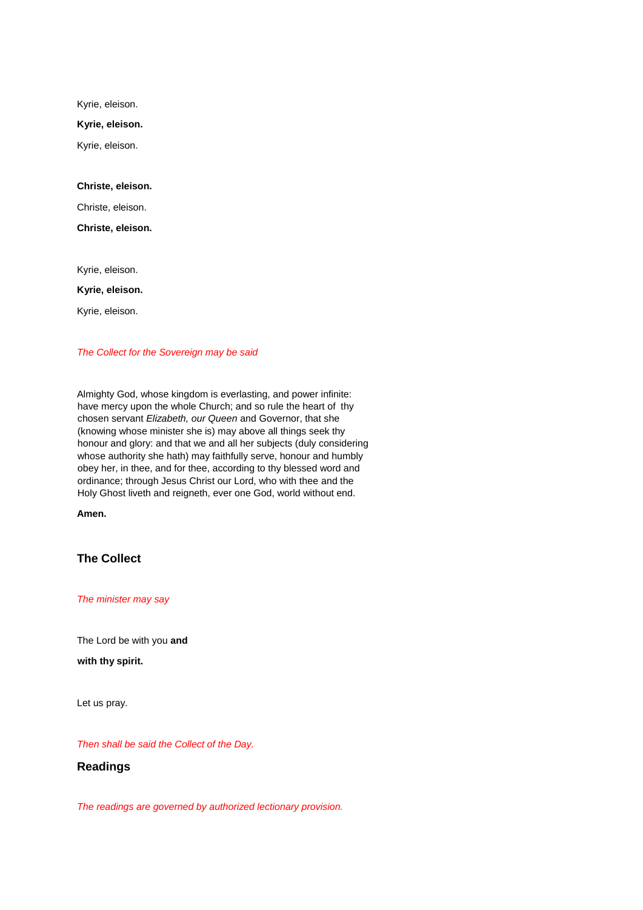Kyrie, eleison.

**Kyrie, eleison.**

Kyrie, eleison.

**Christe, eleison.**

Christe, eleison.

**Christe, eleison.**

Kyrie, eleison.

**Kyrie, eleison.**

Kyrie, eleison.

*The Collect for the Sovereign may be said*

Almighty God, whose kingdom is everlasting, and power infinite: have mercy upon the whole Church; and so rule the heart of thy chosen servant *Elizabeth, our Queen* and Governor, that she (knowing whose minister she is) may above all things seek thy honour and glory: and that we and all her subjects (duly considering whose authority she hath) may faithfully serve, honour and humbly obey her, in thee, and for thee, according to thy blessed word and ordinance; through Jesus Christ our Lord, who with thee and the Holy Ghost liveth and reigneth, ever one God, world without end.

**Amen.**

### The Collect

*The minister may say*

The Lord be with you **and**

**with thy spirit.**

Let us pray.

*Then shall be said the Collect of the Day.*

### Readings

*The readings are governed by authorized lectionary provision.*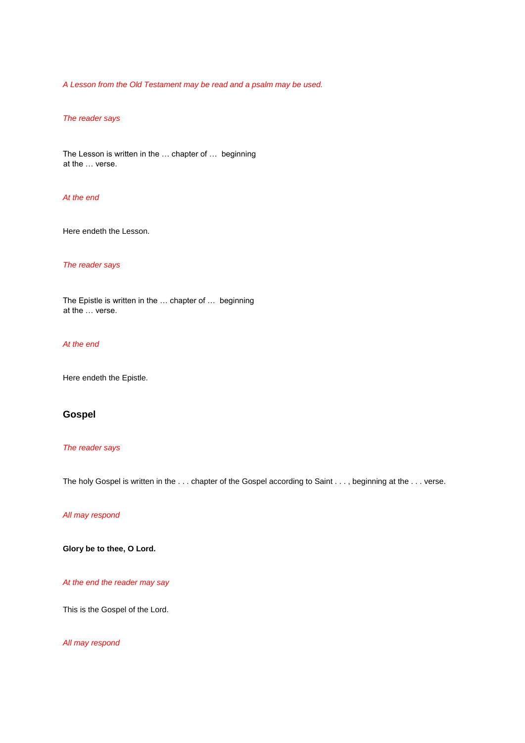*A Lesson from the Old Testament may be read and a psalm may be used.*

*The reader says*

The Lesson is written in the … chapter of … beginning at the … verse.

*At the end*

Here endeth the Lesson.

*The reader says*

The Epistle is written in the … chapter of … beginning at the … verse.

*At the end*

Here endeth the Epistle.

## Gospel

*The reader says*

The holy Gospel is written in the . . . chapter of the Gospel according to Saint . . . , beginning at the . . . verse.

*All may respond*

**Glory be to thee, O Lord.**

*At the end the reader may say*

This is the Gospel of the Lord.

*All may respond*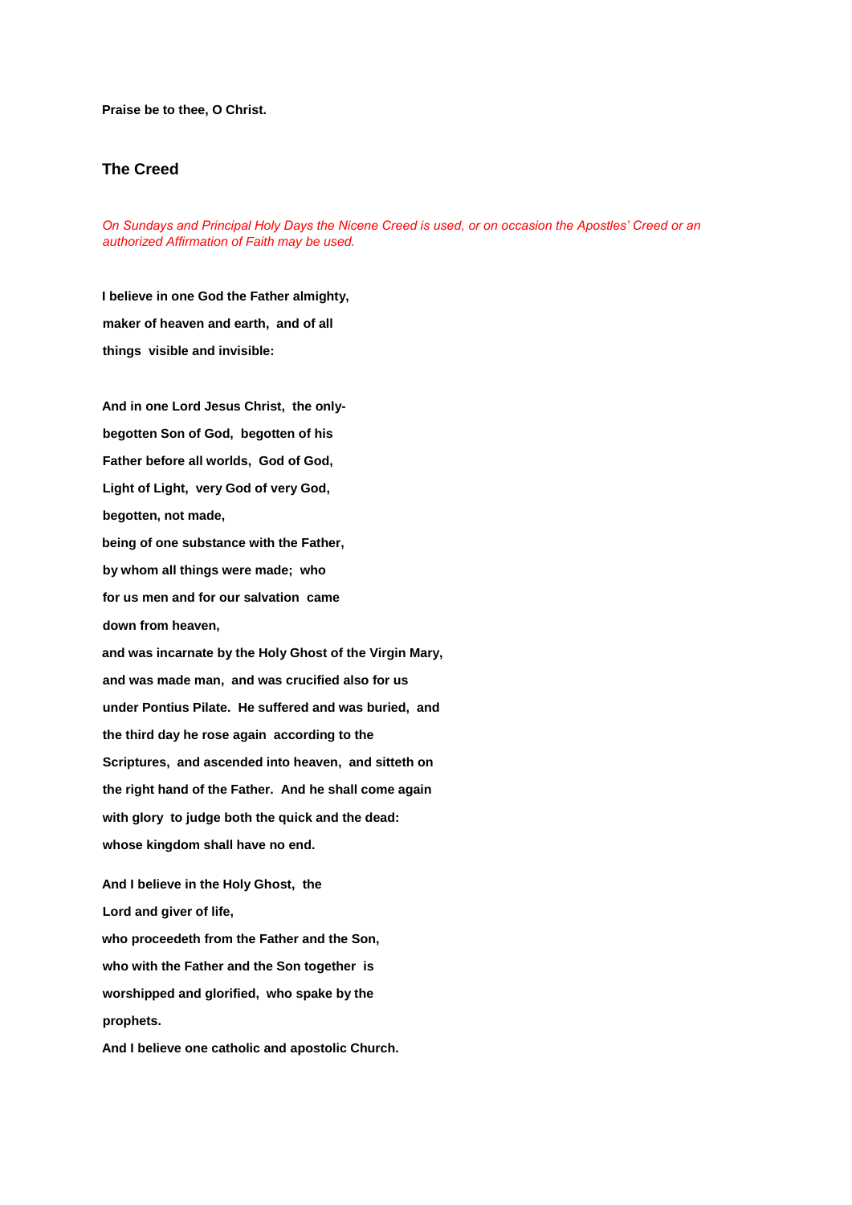**Praise be to thee, O Christ.**

### The Creed

*On Sundays and Principal Holy Days the Nicene Creed is used, or on occasion the Apostles' Creed or an authorized Affirmation of Faith may be used.*

**I believe in one God the Father almighty,**

**maker of heaven and earth, and of all**

**things visible and invisible:**

**And in one Lord Jesus Christ, the only-**

**begotten Son of God, begotten of his**

**Father before all worlds, God of God,**

**Light of Light, very God of very God,**

**begotten, not made,**

**being of one substance with the Father,**

**by whom all things were made; who**

**for us men and for our salvation came**

**down from heaven,**

**and was incarnate by the Holy Ghost of the Virgin Mary,**

**and was made man, and was crucified also for us**

**under Pontius Pilate. He suffered and was buried, and**

**the third day he rose again according to the**

**Scriptures, and ascended into heaven, and sitteth on**

**the right hand of the Father. And he shall come again**

**with glory to judge both the quick and the dead:**

**whose kingdom shall have no end.**

**And I believe in the Holy Ghost, the**

**Lord and giver of life,**

**who proceedeth from the Father and the Son,**

**who with the Father and the Son together is**

**worshipped and glorified, who spake by the**

**prophets.**

**And I believe one catholic and apostolic Church.**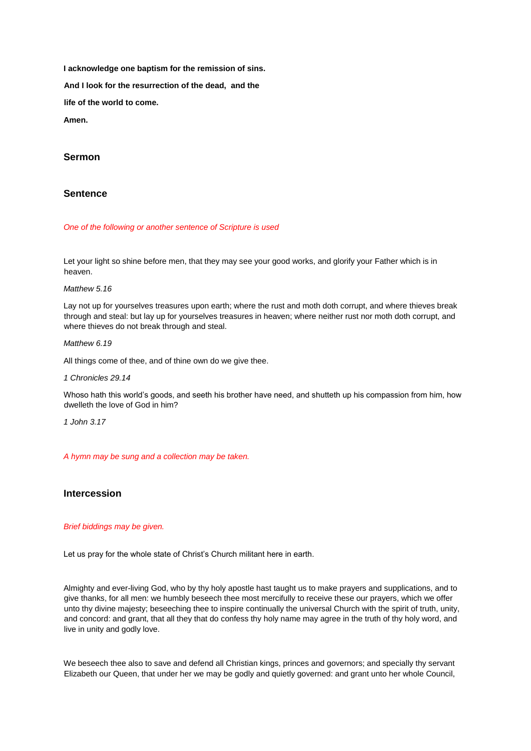**I acknowledge one baptism for the remission of sins.**

**And I look for the resurrection of the dead, and the**

**life of the world to come.**

**Amen.**

## Sermon

## Sentence

*One of the following or another sentence of Scripture is used*

Let your light so shine before men, that they may see your good works, and glorify your Father which is in heaven.

*Matthew 5.16*

Lay not up for yourselves treasures upon earth; where the rust and moth doth corrupt, and where thieves break through and steal: but lay up for yourselves treasures in heaven; where neither rust nor moth doth corrupt, and where thieves do not break through and steal.

*Matthew 6.19*

All things come of thee, and of thine own do we give thee.

*1 Chronicles 29.14*

Whoso hath this world's goods, and seeth his brother have need, and shutteth up his compassion from him, how dwelleth the love of God in him?

*1 John 3.17*

*A hymn may be sung and a collection may be taken.*

## Intercession

*Brief biddings may be given.*

Let us pray for the whole state of Christ's Church militant here in earth.

Almighty and ever-living God, who by thy holy apostle hast taught us to make prayers and supplications, and to give thanks, for all men: we humbly beseech thee most mercifully to receive these our prayers, which we offer unto thy divine majesty; beseeching thee to inspire continually the universal Church with the spirit of truth, unity, and concord: and grant, that all they that do confess thy holy name may agree in the truth of thy holy word, and live in unity and godly love.

We beseech thee also to save and defend all Christian kings, princes and governors; and specially thy servant Elizabeth our Queen, that under her we may be godly and quietly governed: and grant unto her whole Council,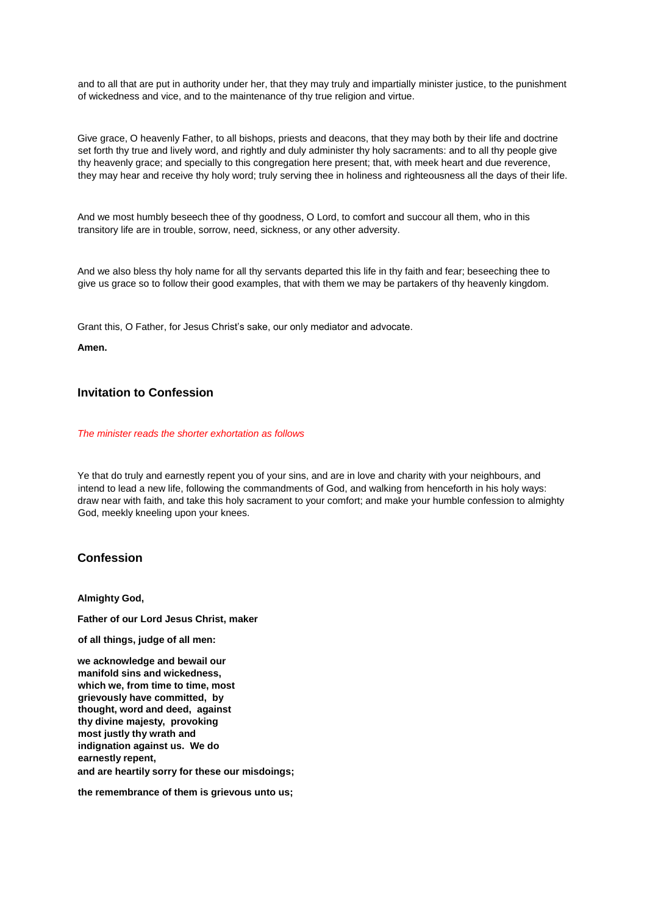and to all that are put in authority under her, that they may truly and impartially minister justice, to the punishment of wickedness and vice, and to the maintenance of thy true religion and virtue.

Give grace, O heavenly Father, to all bishops, priests and deacons, that they may both by their life and doctrine set forth thy true and lively word, and rightly and duly administer thy holy sacraments: and to all thy people give thy heavenly grace; and specially to this congregation here present; that, with meek heart and due reverence, they may hear and receive thy holy word; truly serving thee in holiness and righteousness all the days of their life.

And we most humbly beseech thee of thy goodness, O Lord, to comfort and succour all them, who in this transitory life are in trouble, sorrow, need, sickness, or any other adversity.

And we also bless thy holy name for all thy servants departed this life in thy faith and fear; beseeching thee to give us grace so to follow their good examples, that with them we may be partakers of thy heavenly kingdom.

Grant this, O Father, for Jesus Christ's sake, our only mediator and advocate.

**Amen.**

## Invitation to Confession

*The minister reads the shorter exhortation as follows*

Ye that do truly and earnestly repent you of your sins, and are in love and charity with your neighbours, and intend to lead a new life, following the commandments of God, and walking from henceforth in his holy ways: draw near with faith, and take this holy sacrament to your comfort; and make your humble confession to almighty God, meekly kneeling upon your knees.

## Confession

**Almighty God,**

**Father of our Lord Jesus Christ, maker**

**of all things, judge of all men:**

**we acknowledge and bewail our manifold sins and wickedness, which we, from time to time, most grievously have committed, by thought, word and deed, against thy divine majesty, provoking most justly thy wrath and indignation against us. We do earnestly repent,**
**and are heartily sorry for these our misdoings;**

**the remembrance of them is grievous unto us;**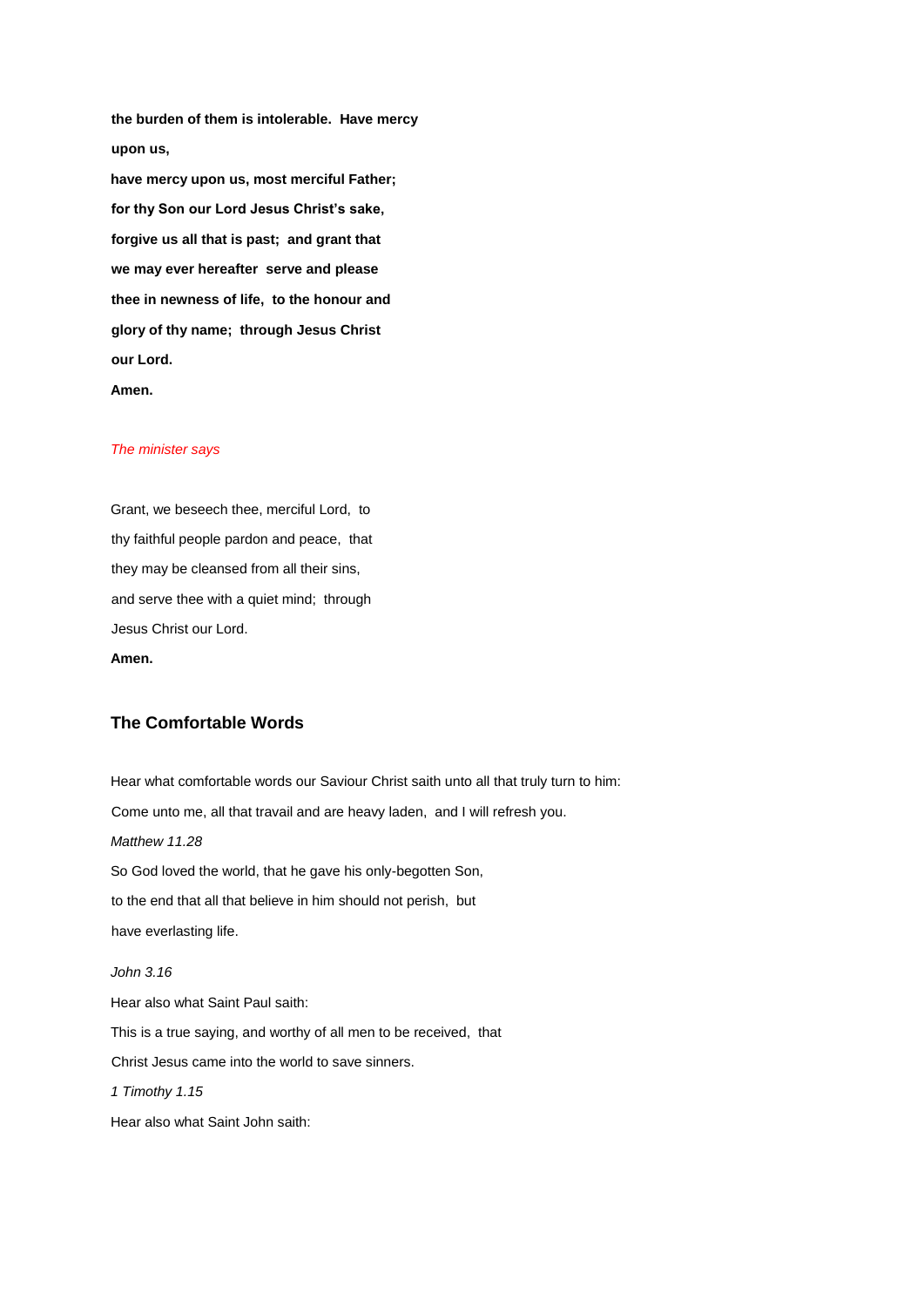**the burden of them is intolerable. Have mercy upon us,**
**have mercy upon us, most merciful Father;**
**for thy Son our Lord Jesus Christ's sake,**
**forgive us all that is past; and grant that**
**we may ever hereafter serve and please**
**thee in newness of life, to the honour and**
**glory of thy name; through Jesus Christ**
**our Lord.**
**Amen.**

*The minister says*

Grant, we beseech thee, merciful Lord, to
thy faithful people pardon and peace, that
they may be cleansed from all their sins,
and serve thee with a quiet mind; through
Jesus Christ our Lord.
**Amen.**

### The Comfortable Words

Hear what comfortable words our Saviour Christ saith unto all that truly turn to him:
Come unto me, all that travail and are heavy laden, and I will refresh you.
*Matthew 11.28*
So God loved the world, that he gave his only-begotten Son,
to the end that all that believe in him should not perish, but
have everlasting life.

*John 3.16*
Hear also what Saint Paul saith:
This is a true saying, and worthy of all men to be received, that
Christ Jesus came into the world to save sinners.
*1 Timothy 1.15*
Hear also what Saint John saith: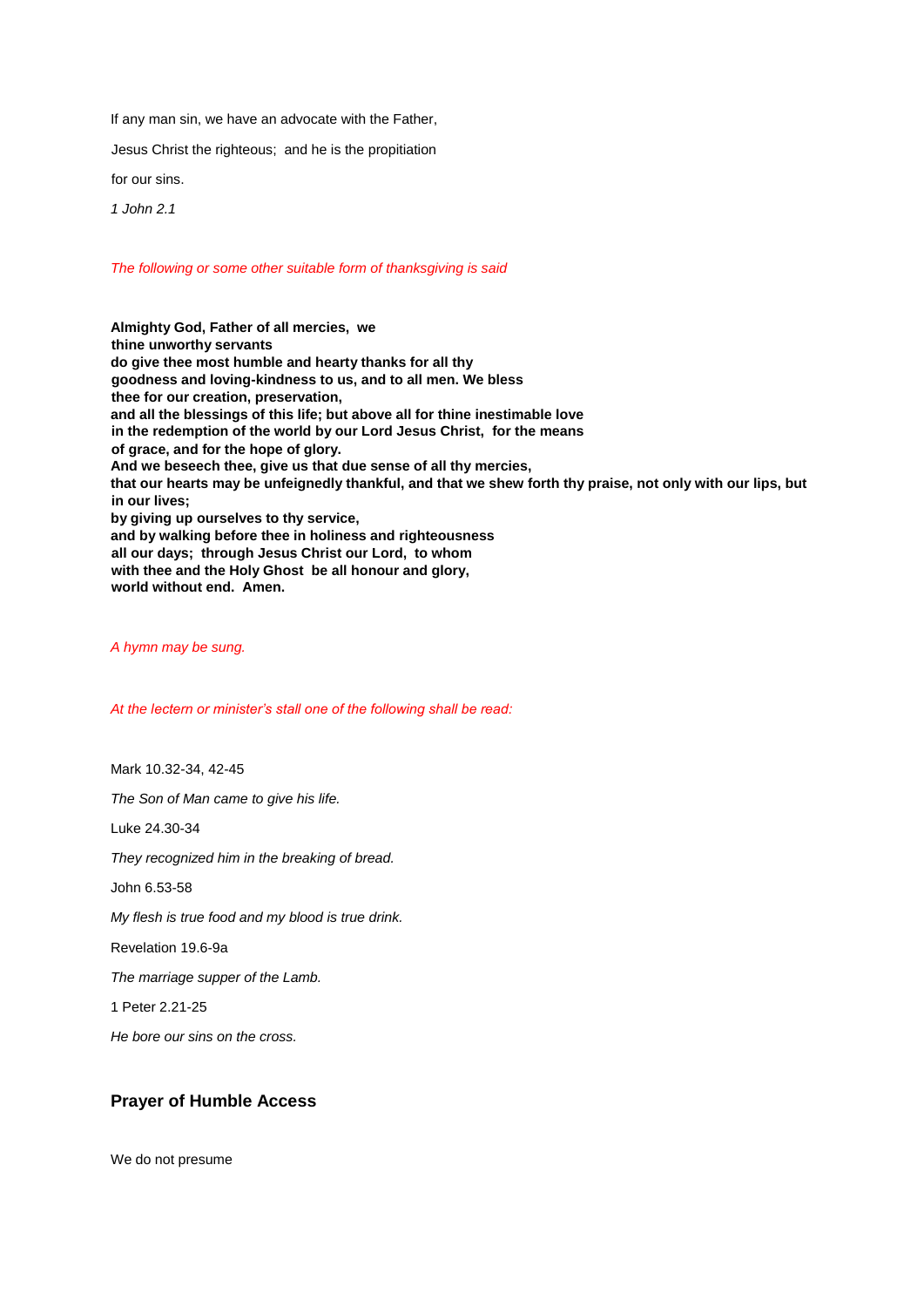If any man sin, we have an advocate with the Father,

Jesus Christ the righteous; and he is the propitiation

for our sins.

*1 John 2.1*

*The following or some other suitable form of thanksgiving is said*

**Almighty God, Father of all mercies, we**
**thine unworthy servants**
**do give thee most humble and hearty thanks for all thy**
**goodness and loving-kindness to us, and to all men. We bless**
**thee for our creation, preservation,**
**and all the blessings of this life; but above all for thine inestimable love**
**in the redemption of the world by our Lord Jesus Christ, for the means**
**of grace, and for the hope of glory.**
**And we beseech thee, give us that due sense of all thy mercies,**
**that our hearts may be unfeignedly thankful, and that we shew forth thy praise, not only with our lips, but in our lives;**
**by giving up ourselves to thy service,**
**and by walking before thee in holiness and righteousness**
**all our days; through Jesus Christ our Lord, to whom**
**with thee and the Holy Ghost be all honour and glory,**
**world without end. Amen.**

*A hymn may be sung.*

*At the lectern or minister's stall one of the following shall be read:*

Mark 10.32-34, 42-45

*The Son of Man came to give his life.*

Luke 24.30-34

*They recognized him in the breaking of bread.*

John 6.53-58

*My flesh is true food and my blood is true drink.*

Revelation 19.6-9a

*The marriage supper of the Lamb.*

1 Peter 2.21-25

*He bore our sins on the cross.*

## Prayer of Humble Access

We do not presume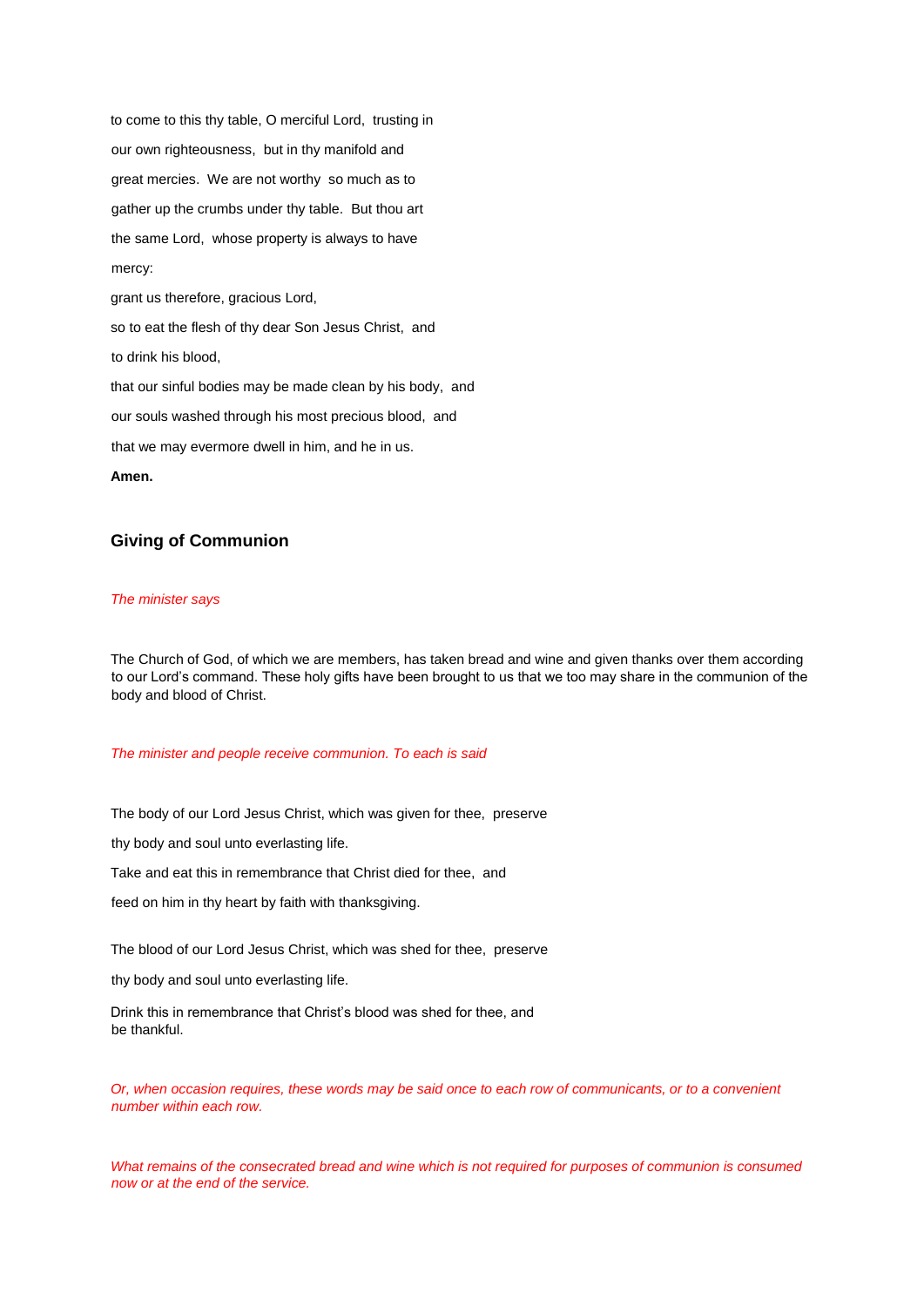to come to this thy table, O merciful Lord, trusting in

our own righteousness, but in thy manifold and

great mercies. We are not worthy so much as to

gather up the crumbs under thy table. But thou art

the same Lord, whose property is always to have

mercy:

grant us therefore, gracious Lord,

so to eat the flesh of thy dear Son Jesus Christ, and

to drink his blood,

that our sinful bodies may be made clean by his body, and

our souls washed through his most precious blood, and

that we may evermore dwell in him, and he in us.

**Amen.**

### Giving of Communion

*The minister says*

The Church of God, of which we are members, has taken bread and wine and given thanks over them according to our Lord's command. These holy gifts have been brought to us that we too may share in the communion of the body and blood of Christ.

*The minister and people receive communion. To each is said*

The body of our Lord Jesus Christ, which was given for thee, preserve

thy body and soul unto everlasting life.

Take and eat this in remembrance that Christ died for thee, and

feed on him in thy heart by faith with thanksgiving.

The blood of our Lord Jesus Christ, which was shed for thee, preserve

thy body and soul unto everlasting life.

Drink this in remembrance that Christ's blood was shed for thee, and be thankful.

*Or, when occasion requires, these words may be said once to each row of communicants, or to a convenient number within each row.*

*What remains of the consecrated bread and wine which is not required for purposes of communion is consumed now or at the end of the service.*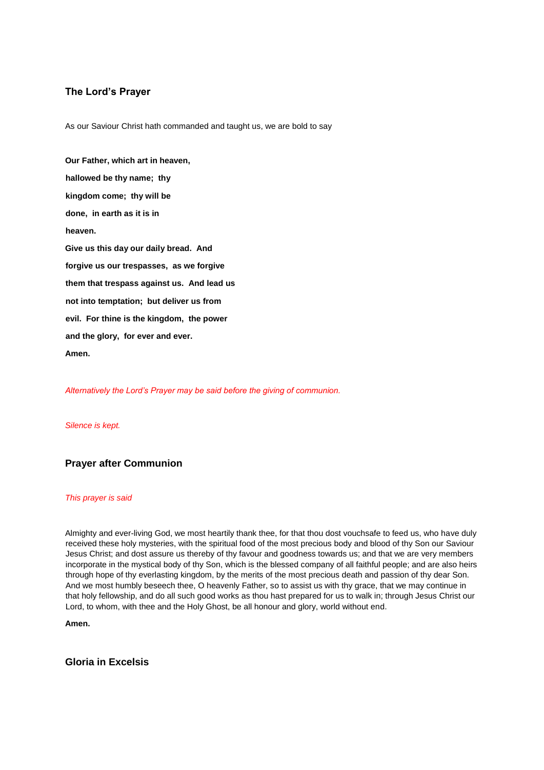## The Lord's Prayer

As our Saviour Christ hath commanded and taught us, we are bold to say

**Our Father, which art in heaven,**

**hallowed be thy name; thy**

**kingdom come; thy will be**

**done, in earth as it is in**

**heaven.**

**Give us this day our daily bread. And**

**forgive us our trespasses, as we forgive**

**them that trespass against us. And lead us**

**not into temptation; but deliver us from**

**evil. For thine is the kingdom, the power**

**and the glory, for ever and ever.**

**Amen.**

*Alternatively the Lord's Prayer may be said before the giving of communion.*

*Silence is kept.*

## Prayer after Communion

*This prayer is said*

Almighty and ever-living God, we most heartily thank thee, for that thou dost vouchsafe to feed us, who have duly received these holy mysteries, with the spiritual food of the most precious body and blood of thy Son our Saviour Jesus Christ; and dost assure us thereby of thy favour and goodness towards us; and that we are very members incorporate in the mystical body of thy Son, which is the blessed company of all faithful people; and are also heirs through hope of thy everlasting kingdom, by the merits of the most precious death and passion of thy dear Son. And we most humbly beseech thee, O heavenly Father, so to assist us with thy grace, that we may continue in that holy fellowship, and do all such good works as thou hast prepared for us to walk in; through Jesus Christ our Lord, to whom, with thee and the Holy Ghost, be all honour and glory, world without end.

**Amen.**

## Gloria in Excelsis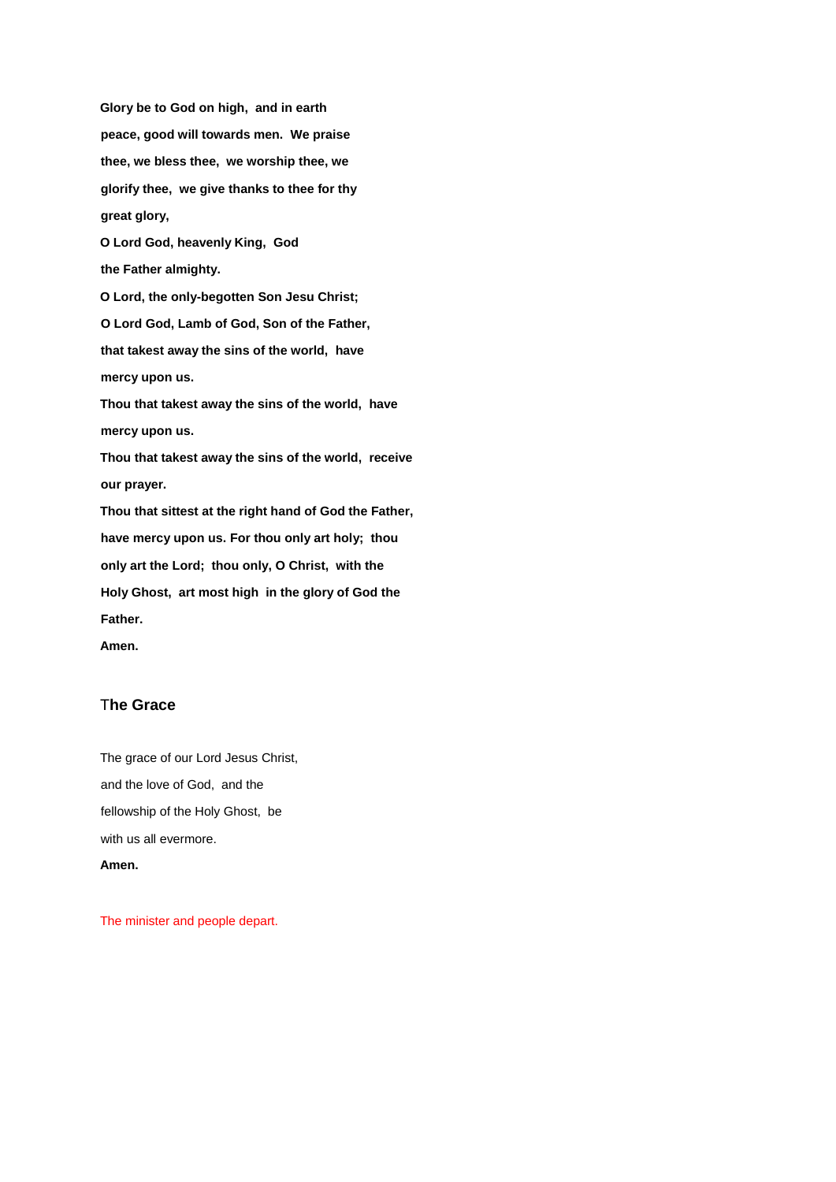**Glory be to God on high, and in earth**

**peace, good will towards men. We praise**

**thee, we bless thee, we worship thee, we**

**glorify thee, we give thanks to thee for thy**

**great glory,**

**O Lord God, heavenly King, God**

**the Father almighty.**

**O Lord, the only-begotten Son Jesu Christ;**

**O Lord God, Lamb of God, Son of the Father,**

**that takest away the sins of the world, have**

**mercy upon us.**

**Thou that takest away the sins of the world, have**

**mercy upon us.**

**Thou that takest away the sins of the world, receive**

**our prayer.**

**Thou that sittest at the right hand of God the Father,**

**have mercy upon us. For thou only art holy; thou**

**only art the Lord; thou only, O Christ, with the**

**Holy Ghost, art most high in the glory of God the**

**Father.**

**Amen.**

## The Grace

The grace of our Lord Jesus Christ,

and the love of God, and the

fellowship of the Holy Ghost, be

with us all evermore.

**Amen.**

The minister and people depart.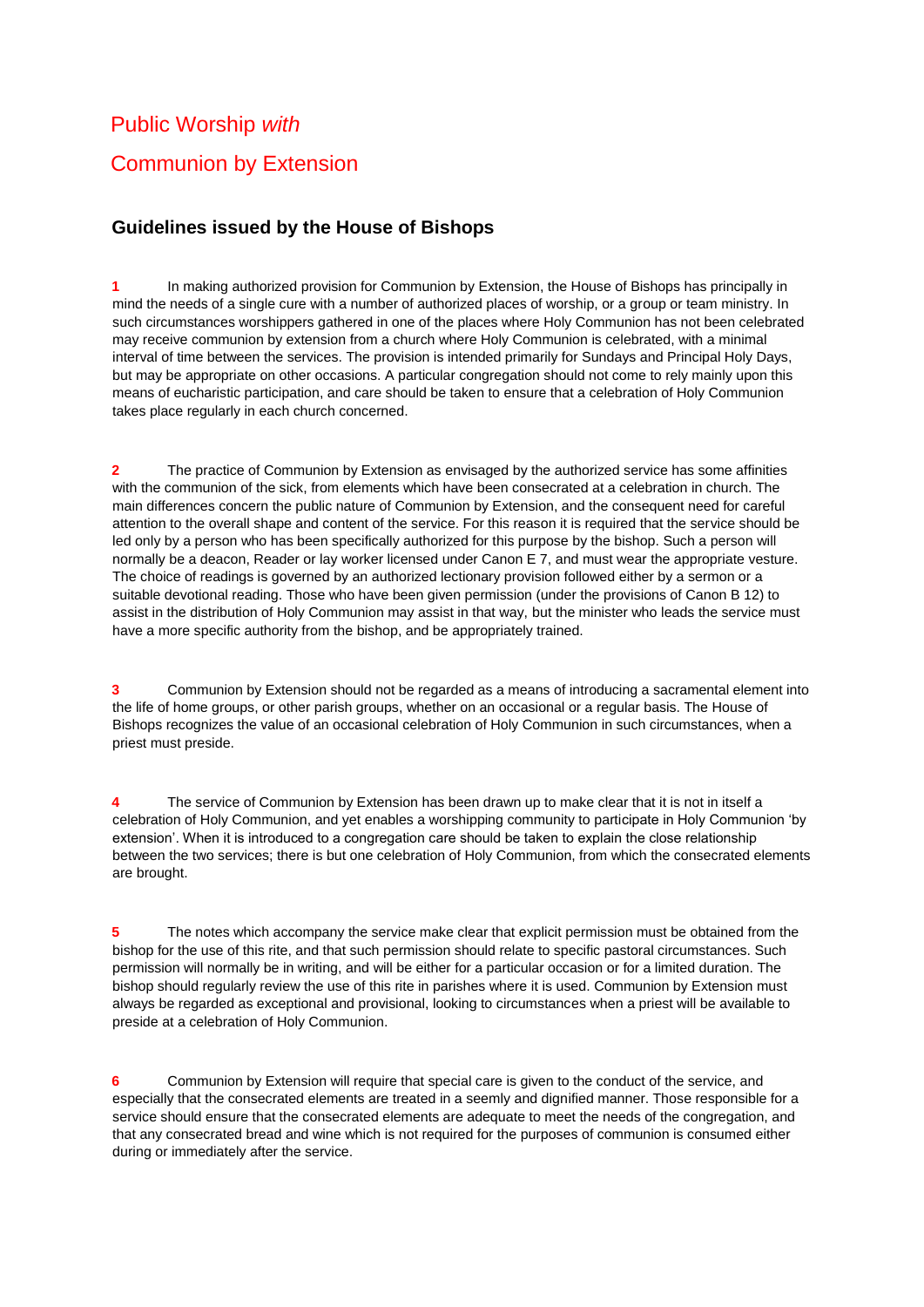# Public Worship *with*

# Communion by Extension

## Guidelines issued by the House of Bishops

**1** In making authorized provision for Communion by Extension, the House of Bishops has principally in mind the needs of a single cure with a number of authorized places of worship, or a group or team ministry. In such circumstances worshippers gathered in one of the places where Holy Communion has not been celebrated may receive communion by extension from a church where Holy Communion is celebrated, with a minimal interval of time between the services. The provision is intended primarily for Sundays and Principal Holy Days, but may be appropriate on other occasions. A particular congregation should not come to rely mainly upon this means of eucharistic participation, and care should be taken to ensure that a celebration of Holy Communion takes place regularly in each church concerned.

**2** The practice of Communion by Extension as envisaged by the authorized service has some affinities with the communion of the sick, from elements which have been consecrated at a celebration in church. The main differences concern the public nature of Communion by Extension, and the consequent need for careful attention to the overall shape and content of the service. For this reason it is required that the service should be led only by a person who has been specifically authorized for this purpose by the bishop. Such a person will normally be a deacon, Reader or lay worker licensed under Canon E 7, and must wear the appropriate vesture. The choice of readings is governed by an authorized lectionary provision followed either by a sermon or a suitable devotional reading. Those who have been given permission (under the provisions of Canon B 12) to assist in the distribution of Holy Communion may assist in that way, but the minister who leads the service must have a more specific authority from the bishop, and be appropriately trained.

**3** Communion by Extension should not be regarded as a means of introducing a sacramental element into the life of home groups, or other parish groups, whether on an occasional or a regular basis. The House of Bishops recognizes the value of an occasional celebration of Holy Communion in such circumstances, when a priest must preside.

**4** The service of Communion by Extension has been drawn up to make clear that it is not in itself a celebration of Holy Communion, and yet enables a worshipping community to participate in Holy Communion 'by extension'. When it is introduced to a congregation care should be taken to explain the close relationship between the two services; there is but one celebration of Holy Communion, from which the consecrated elements are brought.

**5** The notes which accompany the service make clear that explicit permission must be obtained from the bishop for the use of this rite, and that such permission should relate to specific pastoral circumstances. Such permission will normally be in writing, and will be either for a particular occasion or for a limited duration. The bishop should regularly review the use of this rite in parishes where it is used. Communion by Extension must always be regarded as exceptional and provisional, looking to circumstances when a priest will be available to preside at a celebration of Holy Communion.

**6** Communion by Extension will require that special care is given to the conduct of the service, and especially that the consecrated elements are treated in a seemly and dignified manner. Those responsible for a service should ensure that the consecrated elements are adequate to meet the needs of the congregation, and that any consecrated bread and wine which is not required for the purposes of communion is consumed either during or immediately after the service.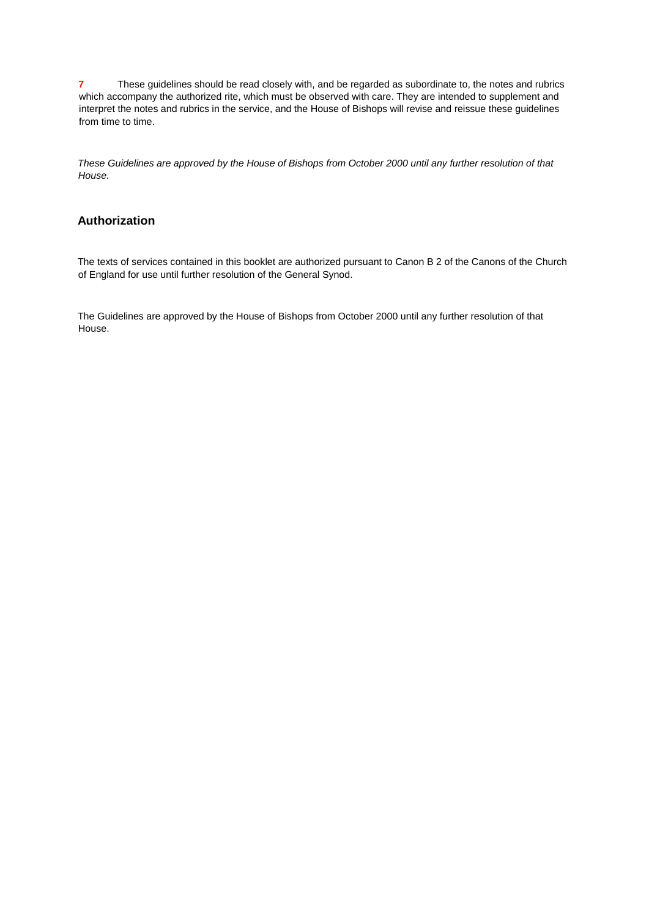**7** These guidelines should be read closely with, and be regarded as subordinate to, the notes and rubrics which accompany the authorized rite, which must be observed with care. They are intended to supplement and interpret the notes and rubrics in the service, and the House of Bishops will revise and reissue these guidelines from time to time.

*These Guidelines are approved by the House of Bishops from October 2000 until any further resolution of that House.*

## Authorization

The texts of services contained in this booklet are authorized pursuant to Canon B 2 of the Canons of the Church of England for use until further resolution of the General Synod.

The Guidelines are approved by the House of Bishops from October 2000 until any further resolution of that House.